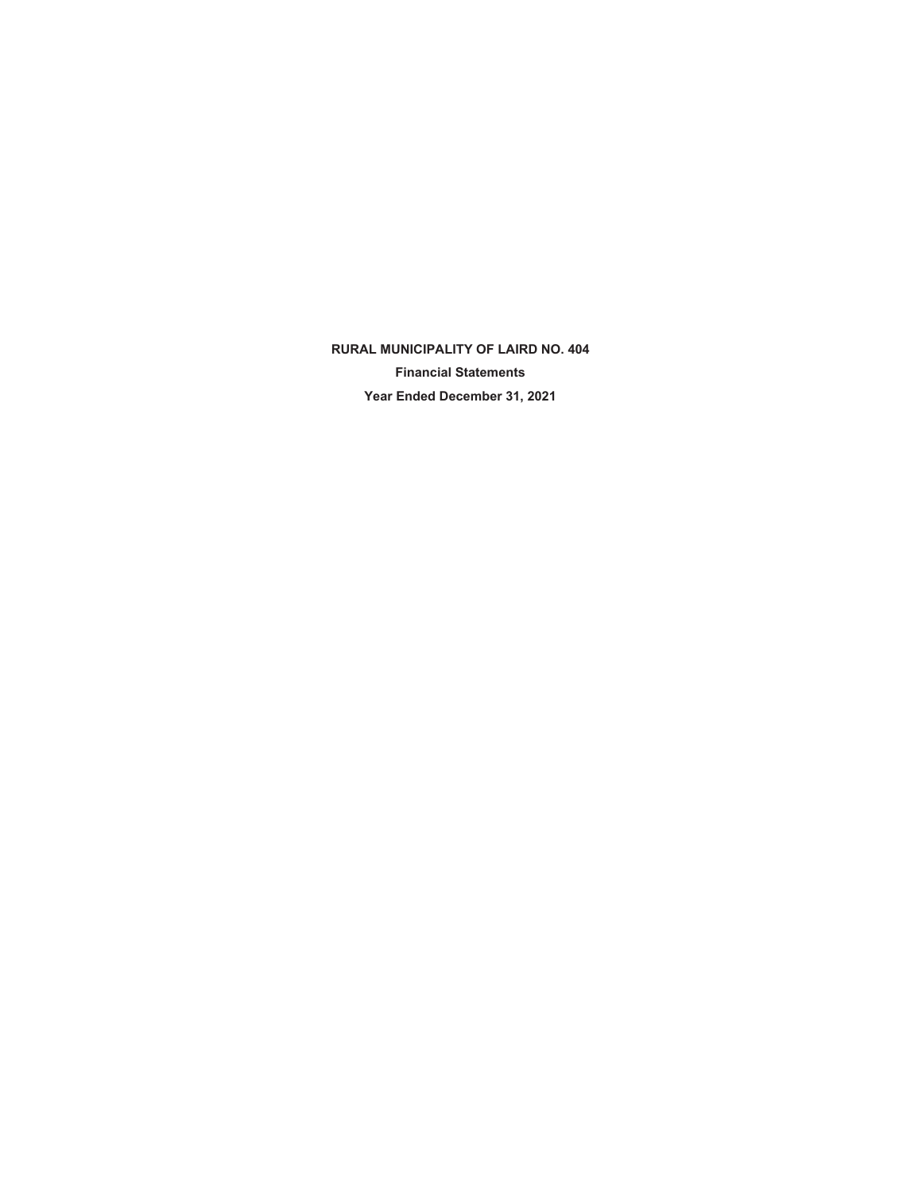# RURAL MUNICIPALITY OF LAIRD NO. 404

**Financial Statements**

**Year Ended December 31, 2021**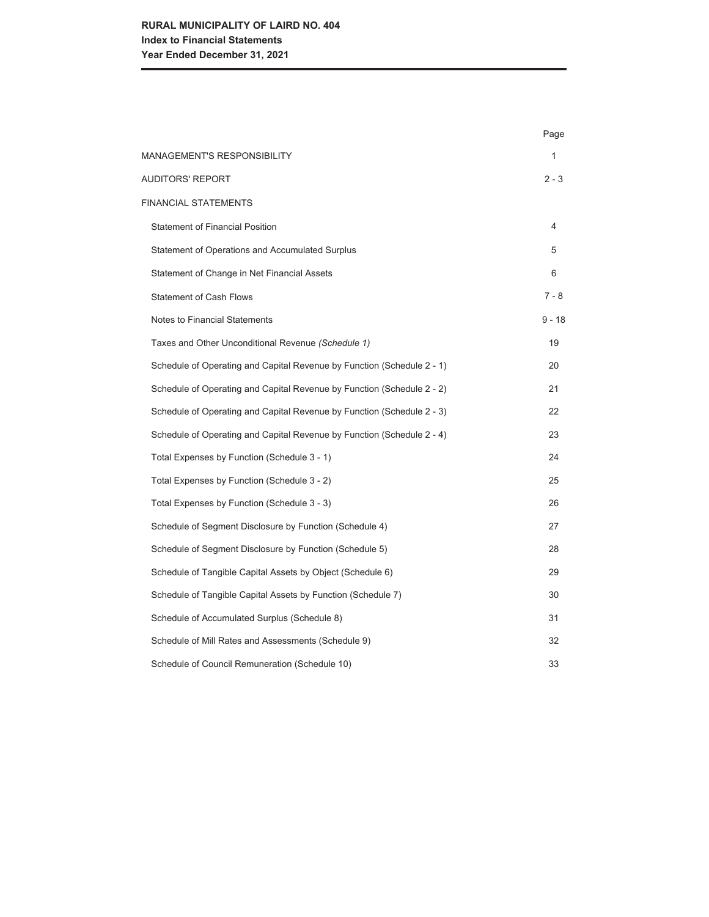**RURAL MUNICIPALITY OF LAIRD NO. 404**
**Index to Financial Statements**
**Year Ended December 31, 2021**

| | Page |
|---|---|
| MANAGEMENT'S RESPONSIBILITY | 1 |
| AUDITORS' REPORT | 2 - 3 |
| FINANCIAL STATEMENTS | |
| Statement of Financial Position | 4 |
| Statement of Operations and Accumulated Surplus | 5 |
| Statement of Change in Net Financial Assets | 6 |
| Statement of Cash Flows | 7 - 8 |
| Notes to Financial Statements | 9 - 18 |
| Taxes and Other Unconditional Revenue *(Schedule 1)* | 19 |
| Schedule of Operating and Capital Revenue by Function (Schedule 2 - 1) | 20 |
| Schedule of Operating and Capital Revenue by Function (Schedule 2 - 2) | 21 |
| Schedule of Operating and Capital Revenue by Function (Schedule 2 - 3) | 22 |
| Schedule of Operating and Capital Revenue by Function (Schedule 2 - 4) | 23 |
| Total Expenses by Function (Schedule 3 - 1) | 24 |
| Total Expenses by Function (Schedule 3 - 2) | 25 |
| Total Expenses by Function (Schedule 3 - 3) | 26 |
| Schedule of Segment Disclosure by Function (Schedule 4) | 27 |
| Schedule of Segment Disclosure by Function (Schedule 5) | 28 |
| Schedule of Tangible Capital Assets by Object (Schedule 6) | 29 |
| Schedule of Tangible Capital Assets by Function (Schedule 7) | 30 |
| Schedule of Accumulated Surplus (Schedule 8) | 31 |
| Schedule of Mill Rates and Assessments (Schedule 9) | 32 |
| Schedule of Council Remuneration (Schedule 10) | 33 |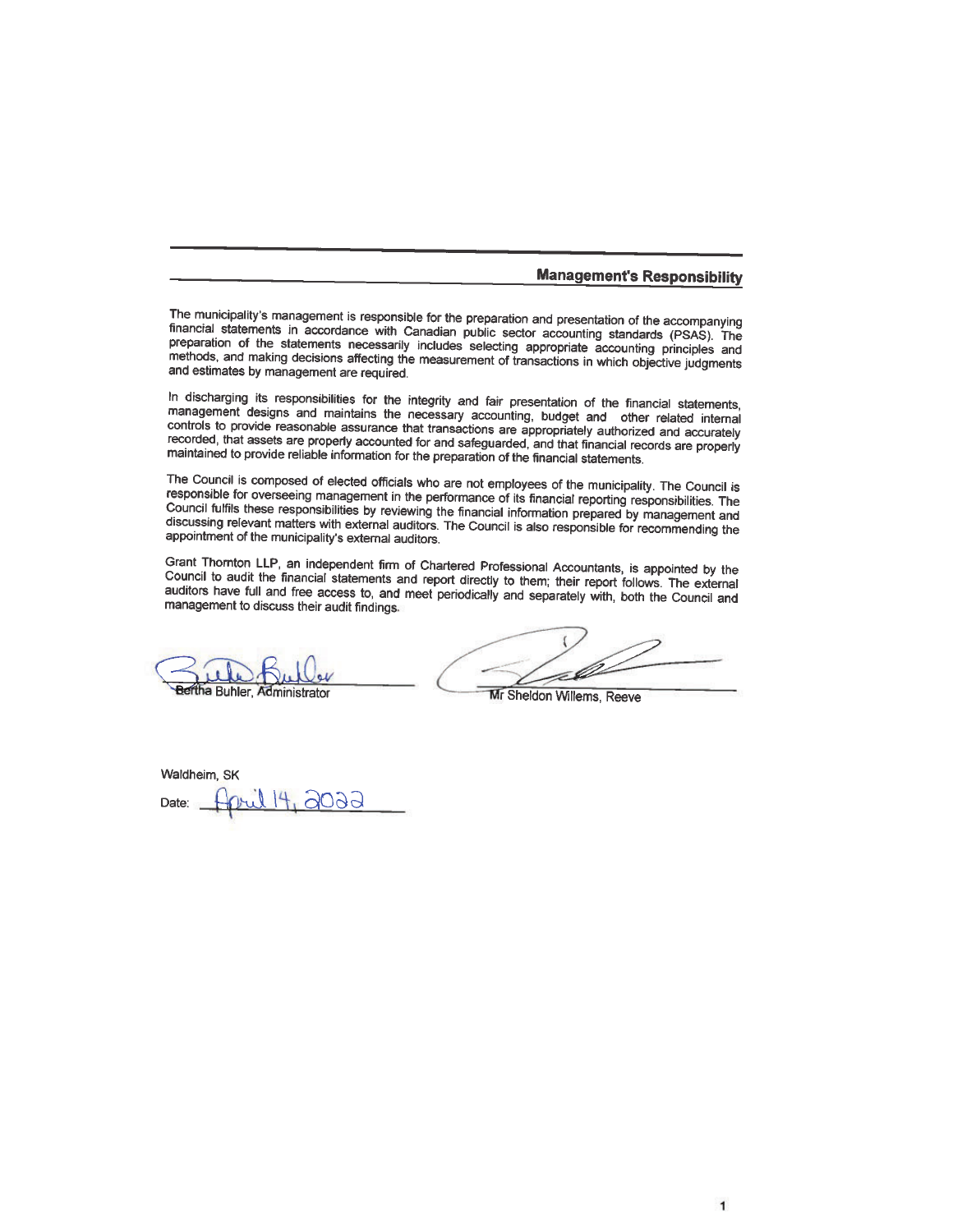## Management's Responsibility

The municipality's management is responsible for the preparation and presentation of the accompanying financial statements in accordance with Canadian public sector accounting standards (PSAS). The preparation of the statements necessarily includes selecting appropriate accounting principles and methods, and making decisions affecting the measurement of transactions in which objective judgments and estimates by management are required.

In discharging its responsibilities for the integrity and fair presentation of the financial statements, management designs and maintains the necessary accounting, budget and other related internal controls to provide reasonable assurance that transactions are appropriately authorized and accurately recorded, that assets are properly accounted for and safeguarded, and that financial records are properly maintained to provide reliable information for the preparation of the financial statements.

The Council is composed of elected officials who are not employees of the municipality. The Council is responsible for overseeing management in the performance of its financial reporting responsibilities. The Council fulfils these responsibilities by reviewing the financial information prepared by management and discussing relevant matters with external auditors. The Council is also responsible for recommending the appointment of the municipality's external auditors.

Grant Thornton LLP, an independent firm of Chartered Professional Accountants, is appointed by the Council to audit the financial statements and report directly to them; their report follows. The external auditors have full and free access to, and meet periodically and separately with, both the Council and management to discuss their audit findings.

Bertha Buhler, Administrator

Mr Sheldon Willems, Reeve

Waldheim, SK

Date: April 14, 2022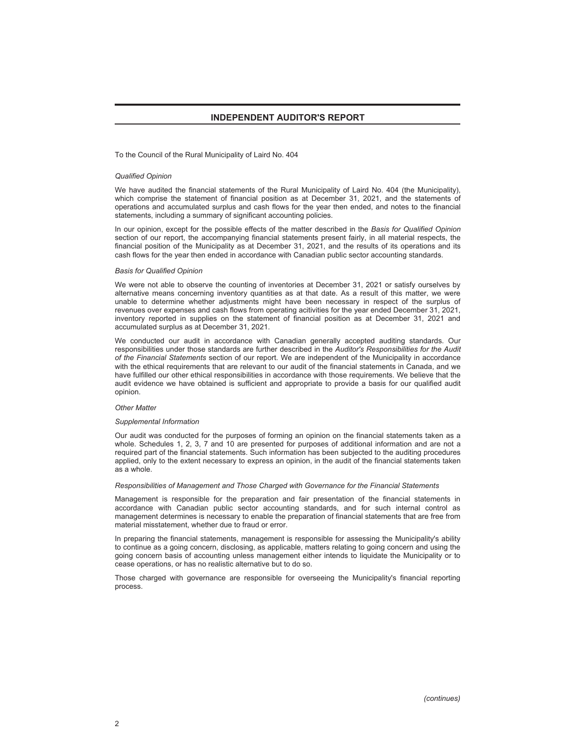# INDEPENDENT AUDITOR'S REPORT

To the Council of the Rural Municipality of Laird No. 404

*Qualified Opinion*

We have audited the financial statements of the Rural Municipality of Laird No. 404 (the Municipality), which comprise the statement of financial position as at December 31, 2021, and the statements of operations and accumulated surplus and cash flows for the year then ended, and notes to the financial statements, including a summary of significant accounting policies.

In our opinion, except for the possible effects of the matter described in the *Basis for Qualified Opinion* section of our report, the accompanying financial statements present fairly, in all material respects, the financial position of the Municipality as at December 31, 2021, and the results of its operations and its cash flows for the year then ended in accordance with Canadian public sector accounting standards.

*Basis for Qualified Opinion*

We were not able to observe the counting of inventories at December 31, 2021 or satisfy ourselves by alternative means concerning inventory quantities as at that date. As a result of this matter, we were unable to determine whether adjustments might have been necessary in respect of the surplus of revenues over expenses and cash flows from operating acitivities for the year ended December 31, 2021, inventory reported in supplies on the statement of financial position as at December 31, 2021 and accumulated surplus as at December 31, 2021.

We conducted our audit in accordance with Canadian generally accepted auditing standards. Our responsibilities under those standards are further described in the *Auditor's Responsibilities for the Audit of the Financial Statements* section of our report. We are independent of the Municipality in accordance with the ethical requirements that are relevant to our audit of the financial statements in Canada, and we have fulfilled our other ethical responsibilities in accordance with those requirements. We believe that the audit evidence we have obtained is sufficient and appropriate to provide a basis for our qualified audit opinion.

*Other Matter*

*Supplemental Information*

Our audit was conducted for the purposes of forming an opinion on the financial statements taken as a whole. Schedules 1, 2, 3, 7 and 10 are presented for purposes of additional information and are not a required part of the financial statements. Such information has been subjected to the auditing procedures applied, only to the extent necessary to express an opinion, in the audit of the financial statements taken as a whole.

*Responsibilities of Management and Those Charged with Governance for the Financial Statements*

Management is responsible for the preparation and fair presentation of the financial statements in accordance with Canadian public sector accounting standards, and for such internal control as management determines is necessary to enable the preparation of financial statements that are free from material misstatement, whether due to fraud or error.

In preparing the financial statements, management is responsible for assessing the Municipality's ability to continue as a going concern, disclosing, as applicable, matters relating to going concern and using the going concern basis of accounting unless management either intends to liquidate the Municipality or to cease operations, or has no realistic alternative but to do so.

Those charged with governance are responsible for overseeing the Municipality's financial reporting process.

*(continues)*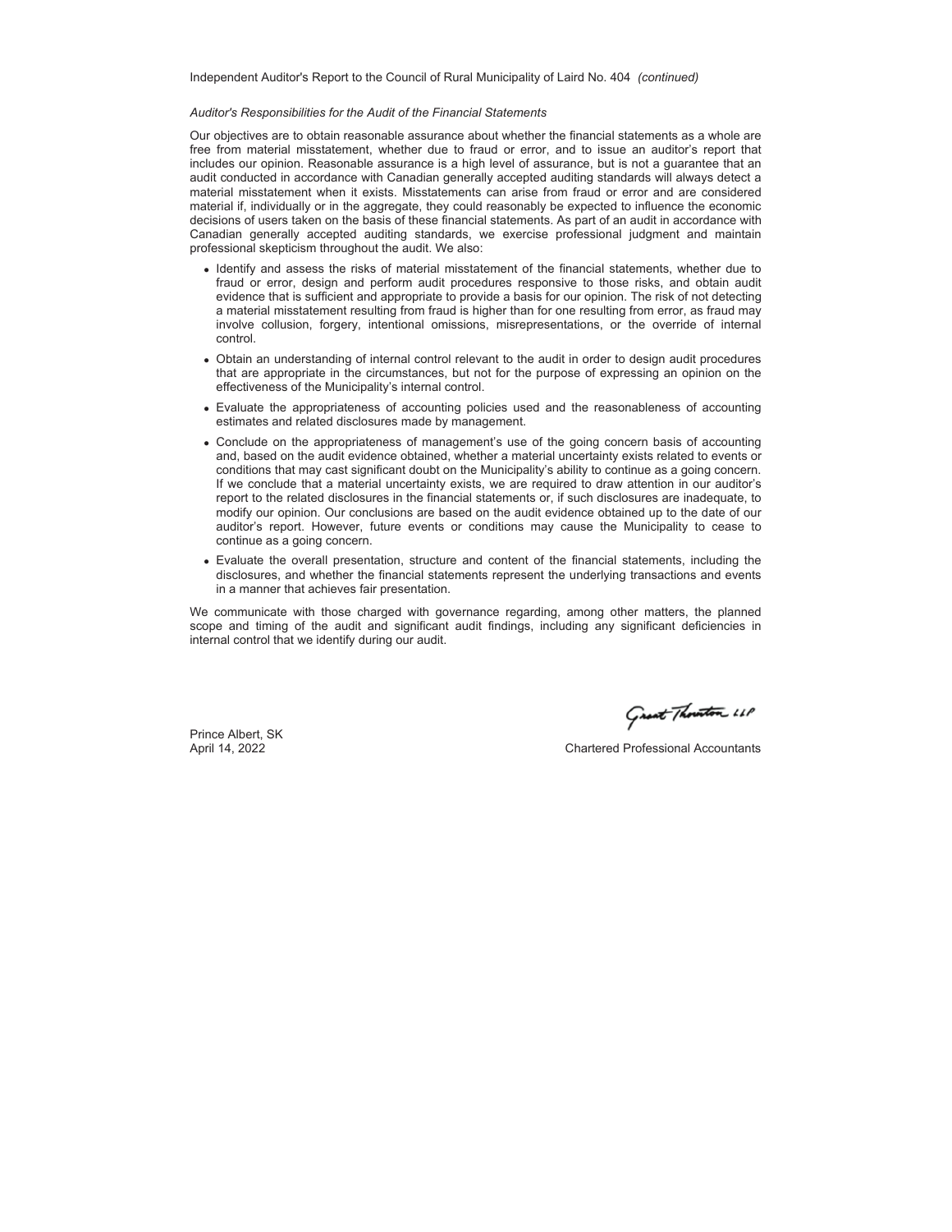Independent Auditor's Report to the Council of Rural Municipality of Laird No. 404 *(continued)*

*Auditor's Responsibilities for the Audit of the Financial Statements*

Our objectives are to obtain reasonable assurance about whether the financial statements as a whole are free from material misstatement, whether due to fraud or error, and to issue an auditor's report that includes our opinion. Reasonable assurance is a high level of assurance, but is not a guarantee that an audit conducted in accordance with Canadian generally accepted auditing standards will always detect a material misstatement when it exists. Misstatements can arise from fraud or error and are considered material if, individually or in the aggregate, they could reasonably be expected to influence the economic decisions of users taken on the basis of these financial statements. As part of an audit in accordance with Canadian generally accepted auditing standards, we exercise professional judgment and maintain professional skepticism throughout the audit. We also:

- Identify and assess the risks of material misstatement of the financial statements, whether due to fraud or error, design and perform audit procedures responsive to those risks, and obtain audit evidence that is sufficient and appropriate to provide a basis for our opinion. The risk of not detecting a material misstatement resulting from fraud is higher than for one resulting from error, as fraud may involve collusion, forgery, intentional omissions, misrepresentations, or the override of internal control.
- Obtain an understanding of internal control relevant to the audit in order to design audit procedures that are appropriate in the circumstances, but not for the purpose of expressing an opinion on the effectiveness of the Municipality's internal control.
- Evaluate the appropriateness of accounting policies used and the reasonableness of accounting estimates and related disclosures made by management.
- Conclude on the appropriateness of management's use of the going concern basis of accounting and, based on the audit evidence obtained, whether a material uncertainty exists related to events or conditions that may cast significant doubt on the Municipality's ability to continue as a going concern. If we conclude that a material uncertainty exists, we are required to draw attention in our auditor's report to the related disclosures in the financial statements or, if such disclosures are inadequate, to modify our opinion. Our conclusions are based on the audit evidence obtained up to the date of our auditor's report. However, future events or conditions may cause the Municipality to cease to continue as a going concern.
- Evaluate the overall presentation, structure and content of the financial statements, including the disclosures, and whether the financial statements represent the underlying transactions and events in a manner that achieves fair presentation.

We communicate with those charged with governance regarding, among other matters, the planned scope and timing of the audit and significant audit findings, including any significant deficiencies in internal control that we identify during our audit.

Grant Thornton LLP

Prince Albert, SK
April 14, 2022

Chartered Professional Accountants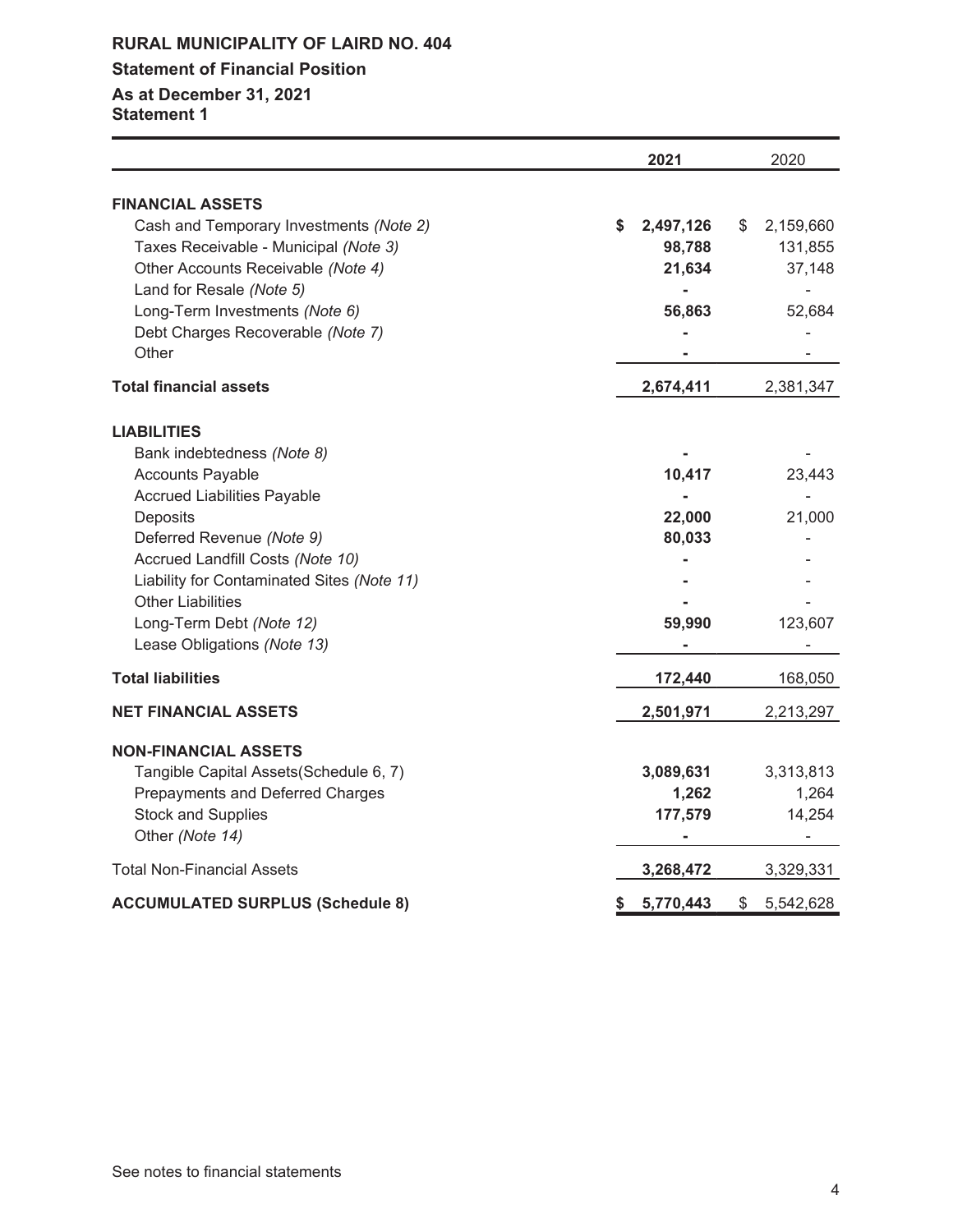**RURAL MUNICIPALITY OF LAIRD NO. 404**

**Statement of Financial Position**

**As at December 31, 2021**
**Statement 1**

| | 2021 | 2020 |
|---|---|---|
| **FINANCIAL ASSETS** | | |
| Cash and Temporary Investments *(Note 2)* | **$ 2,497,126** | $ 2,159,660 |
| Taxes Receivable - Municipal *(Note 3)* | **98,788** | 131,855 |
| Other Accounts Receivable *(Note 4)* | **21,634** | 37,148 |
| Land for Resale *(Note 5)* | **-** | - |
| Long-Term Investments *(Note 6)* | **56,863** | 52,684 |
| Debt Charges Recoverable *(Note 7)* | **-** | - |
| Other | **-** | - |
| **Total financial assets** | **2,674,411** | 2,381,347 |
| **LIABILITIES** | | |
| Bank indebtedness *(Note 8)* | **-** | - |
| Accounts Payable | **10,417** | 23,443 |
| Accrued Liabilities Payable | **-** | - |
| Deposits | **22,000** | 21,000 |
| Deferred Revenue *(Note 9)* | **80,033** | - |
| Accrued Landfill Costs *(Note 10)* | **-** | - |
| Liability for Contaminated Sites *(Note 11)* | **-** | - |
| Other Liabilities | **-** | - |
| Long-Term Debt *(Note 12)* | **59,990** | 123,607 |
| Lease Obligations *(Note 13)* | **-** | - |
| **Total liabilities** | **172,440** | 168,050 |
| **NET FINANCIAL ASSETS** | **2,501,971** | 2,213,297 |
| **NON-FINANCIAL ASSETS** | | |
| Tangible Capital Assets(Schedule 6, 7) | **3,089,631** | 3,313,813 |
| Prepayments and Deferred Charges | **1,262** | 1,264 |
| Stock and Supplies | **177,579** | 14,254 |
| Other *(Note 14)* | **-** | - |
| Total Non-Financial Assets | **3,268,472** | 3,329,331 |
| **ACCUMULATED SURPLUS (Schedule 8)** | **$ 5,770,443** | $ 5,542,628 |

See notes to financial statements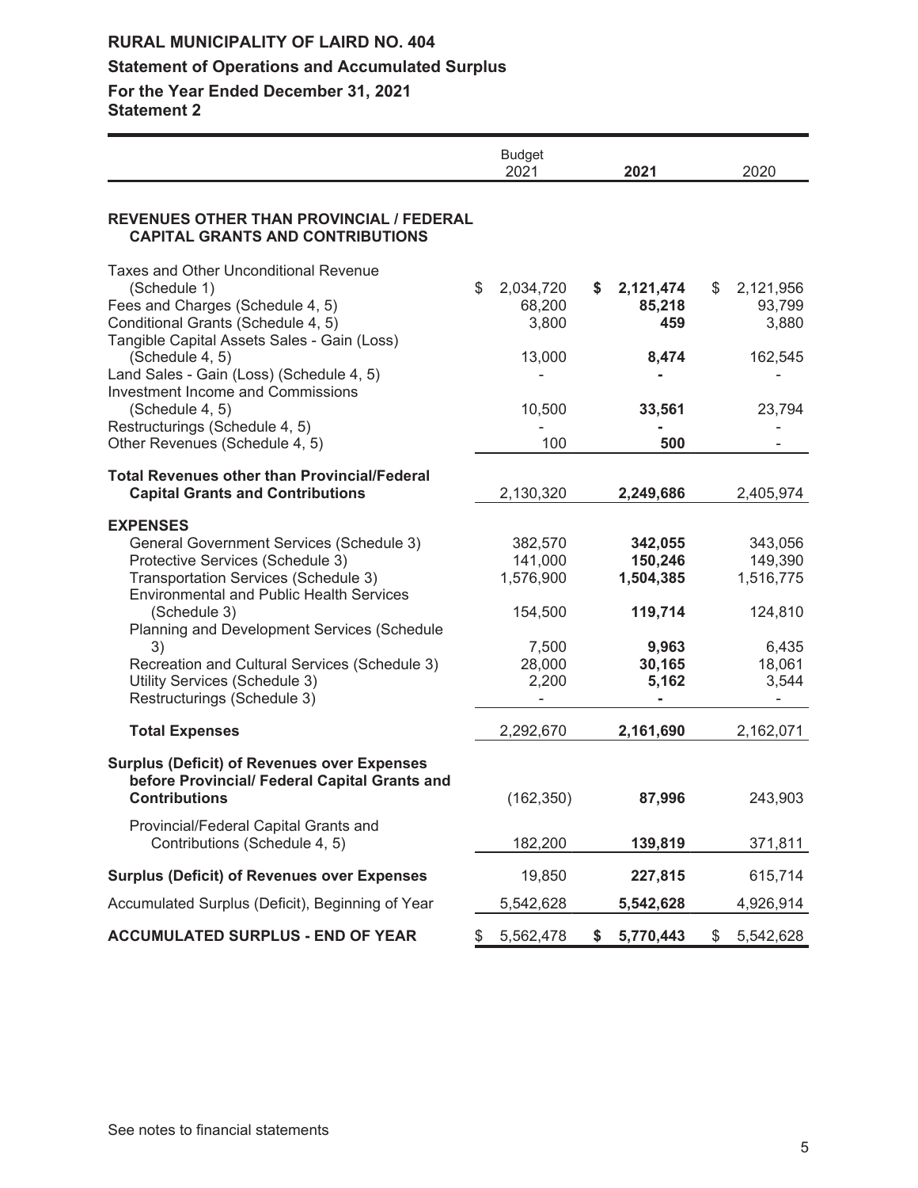# RURAL MUNICIPALITY OF LAIRD NO. 404

## Statement of Operations and Accumulated Surplus

## For the Year Ended December 31, 2021

**Statement 2**

| | Budget 2021 | **2021** | 2020 |
|---|---|---|---|
| **REVENUES OTHER THAN PROVINCIAL / FEDERAL CAPITAL GRANTS AND CONTRIBUTIONS** | | | |
| Taxes and Other Unconditional Revenue (Schedule 1) | $ 2,034,720 | **$ 2,121,474** | $ 2,121,956 |
| Fees and Charges (Schedule 4, 5) | 68,200 | **85,218** | 93,799 |
| Conditional Grants (Schedule 4, 5) | 3,800 | **459** | 3,880 |
| Tangible Capital Assets Sales - Gain (Loss) (Schedule 4, 5) | 13,000 | **8,474** | 162,545 |
| Land Sales - Gain (Loss) (Schedule 4, 5) | - | **-** | - |
| Investment Income and Commissions (Schedule 4, 5) | 10,500 | **33,561** | 23,794 |
| Restructurings (Schedule 4, 5) | - | **-** | - |
| Other Revenues (Schedule 4, 5) | 100 | **500** | - |
| **Total Revenues other than Provincial/Federal Capital Grants and Contributions** | 2,130,320 | **2,249,686** | 2,405,974 |
| **EXPENSES** | | | |
| General Government Services (Schedule 3) | 382,570 | **342,055** | 343,056 |
| Protective Services (Schedule 3) | 141,000 | **150,246** | 149,390 |
| Transportation Services (Schedule 3) | 1,576,900 | **1,504,385** | 1,516,775 |
| Environmental and Public Health Services (Schedule 3) | 154,500 | **119,714** | 124,810 |
| Planning and Development Services (Schedule 3) | 7,500 | **9,963** | 6,435 |
| Recreation and Cultural Services (Schedule 3) | 28,000 | **30,165** | 18,061 |
| Utility Services (Schedule 3) | 2,200 | **5,162** | 3,544 |
| Restructurings (Schedule 3) | - | **-** | - |
| **Total Expenses** | 2,292,670 | **2,161,690** | 2,162,071 |
| **Surplus (Deficit) of Revenues over Expenses before Provincial/ Federal Capital Grants and Contributions** | (162,350) | **87,996** | 243,903 |
| Provincial/Federal Capital Grants and Contributions (Schedule 4, 5) | 182,200 | **139,819** | 371,811 |
| **Surplus (Deficit) of Revenues over Expenses** | 19,850 | **227,815** | 615,714 |
| Accumulated Surplus (Deficit), Beginning of Year | 5,542,628 | **5,542,628** | 4,926,914 |
| **ACCUMULATED SURPLUS - END OF YEAR** | $ 5,562,478 | **$ 5,770,443** | $ 5,542,628 |

See notes to financial statements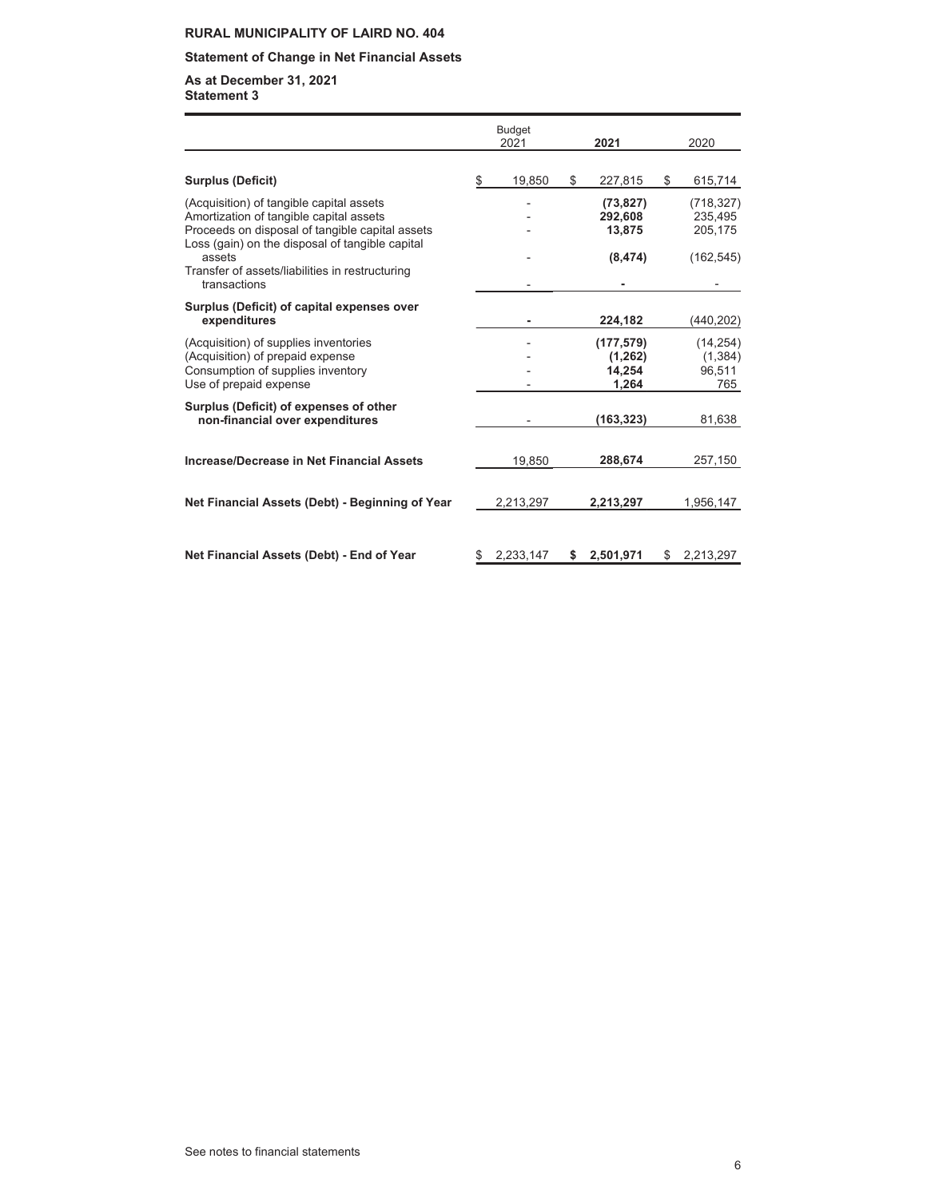**RURAL MUNICIPALITY OF LAIRD NO. 404**

**Statement of Change in Net Financial Assets**

**As at December 31, 2021**
**Statement 3**

| | Budget 2021 | **2021** | 2020 |
|---|---|---|---|
| **Surplus (Deficit)** | $ 19,850 | $ 227,815 | $ 615,714 |
| (Acquisition) of tangible capital assets | - | **(73,827)** | (718,327) |
| Amortization of tangible capital assets | - | **292,608** | 235,495 |
| Proceeds on disposal of tangible capital assets | - | **13,875** | 205,175 |
| Loss (gain) on the disposal of tangible capital assets | - | **(8,474)** | (162,545) |
| Transfer of assets/liabilities in restructuring transactions | - | **-** | - |
| **Surplus (Deficit) of capital expenses over expenditures** | **-** | **224,182** | (440,202) |
| (Acquisition) of supplies inventories | - | **(177,579)** | (14,254) |
| (Acquisition) of prepaid expense | - | **(1,262)** | (1,384) |
| Consumption of supplies inventory | - | **14,254** | 96,511 |
| Use of prepaid expense | - | **1,264** | 765 |
| **Surplus (Deficit) of expenses of other non-financial over expenditures** | - | **(163,323)** | 81,638 |
| **Increase/Decrease in Net Financial Assets** | 19,850 | **288,674** | 257,150 |
| **Net Financial Assets (Debt) - Beginning of Year** | 2,213,297 | **2,213,297** | 1,956,147 |
| **Net Financial Assets (Debt) - End of Year** | $ 2,233,147 | **$ 2,501,971** | $ 2,213,297 |

See notes to financial statements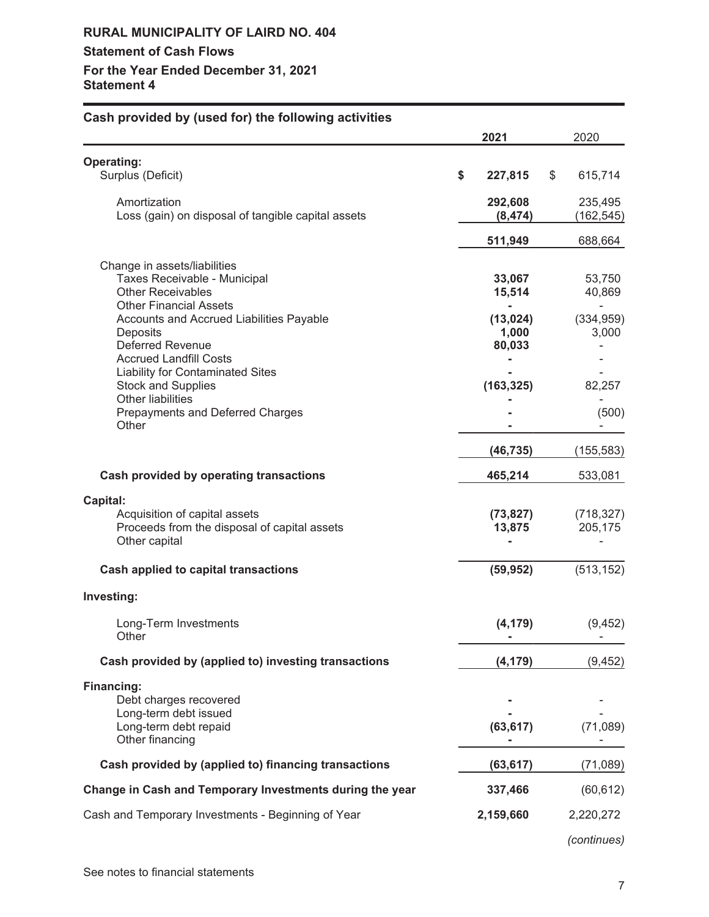# RURAL MUNICIPALITY OF LAIRD NO. 404

## Statement of Cash Flows

## For the Year Ended December 31, 2021

## Statement 4

**Cash provided by (used for) the following activities**

| | 2021 | 2020 |
|---|---|---|
| **Operating:** | | |
| Surplus (Deficit) | $ 227,815 | $ 615,714 |
| Amortization | 292,608 | 235,495 |
| Loss (gain) on disposal of tangible capital assets | (8,474) | (162,545) |
| | 511,949 | 688,664 |
| Change in assets/liabilities | | |
| Taxes Receivable - Municipal | 33,067 | 53,750 |
| Other Receivables | 15,514 | 40,869 |
| Other Financial Assets | - | - |
| Accounts and Accrued Liabilities Payable | (13,024) | (334,959) |
| Deposits | 1,000 | 3,000 |
| Deferred Revenue | 80,033 | - |
| Accrued Landfill Costs | - | - |
| Liability for Contaminated Sites | - | - |
| Stock and Supplies | (163,325) | 82,257 |
| Other liabilities | - | - |
| Prepayments and Deferred Charges | - | (500) |
| Other | - | - |
| | (46,735) | (155,583) |
| **Cash provided by operating transactions** | 465,214 | 533,081 |
| **Capital:** | | |
| Acquisition of capital assets | (73,827) | (718,327) |
| Proceeds from the disposal of capital assets | 13,875 | 205,175 |
| Other capital | - | - |
| **Cash applied to capital transactions** | (59,952) | (513,152) |
| **Investing:** | | |
| Long-Term Investments | (4,179) | (9,452) |
| Other | - | - |
| **Cash provided by (applied to) investing transactions** | (4,179) | (9,452) |
| **Financing:** | | |
| Debt charges recovered | - | - |
| Long-term debt issued | - | - |
| Long-term debt repaid | (63,617) | (71,089) |
| Other financing | - | - |
| **Cash provided by (applied to) financing transactions** | (63,617) | (71,089) |
| **Change in Cash and Temporary Investments during the year** | 337,466 | (60,612) |
| Cash and Temporary Investments - Beginning of Year | 2,159,660 | 2,220,272 |

*(continues)*

See notes to financial statements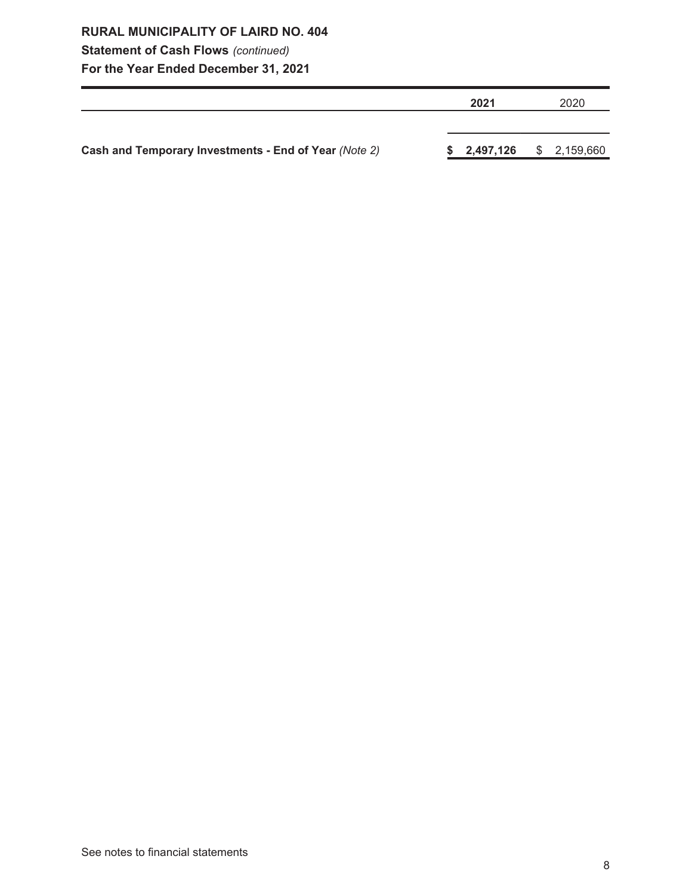**RURAL MUNICIPALITY OF LAIRD NO. 404**

**Statement of Cash Flows** *(continued)*

**For the Year Ended December 31, 2021**

| | **2021** | 2020 |
|---|---|---|
| **Cash and Temporary Investments - End of Year** *(Note 2)* | **$ 2,497,126** | $ 2,159,660 |

See notes to financial statements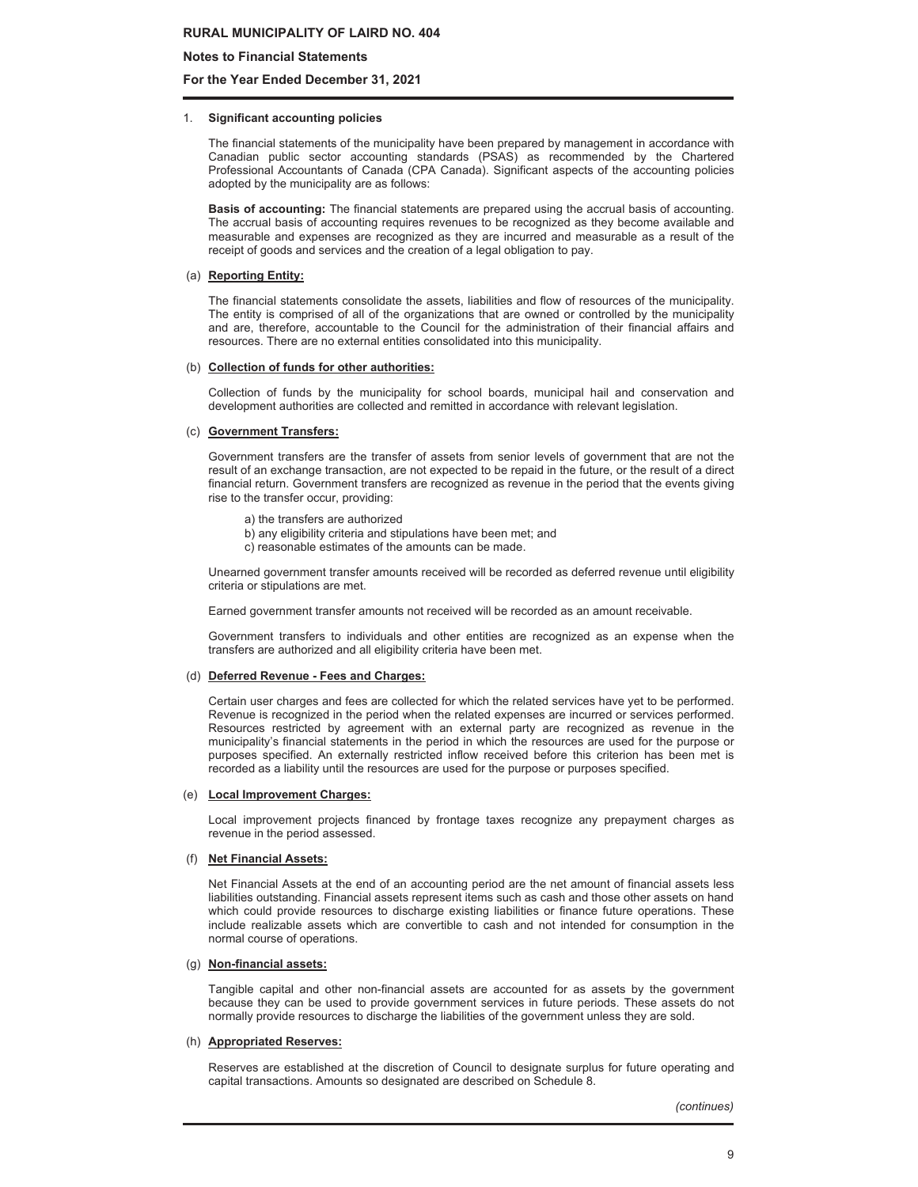# RURAL MUNICIPALITY OF LAIRD NO. 404

## Notes to Financial Statements

### For the Year Ended December 31, 2021

1. **Significant accounting policies**

The financial statements of the municipality have been prepared by management in accordance with Canadian public sector accounting standards (PSAS) as recommended by the Chartered Professional Accountants of Canada (CPA Canada). Significant aspects of the accounting policies adopted by the municipality are as follows:

**Basis of accounting:** The financial statements are prepared using the accrual basis of accounting. The accrual basis of accounting requires revenues to be recognized as they become available and measurable and expenses are recognized as they are incurred and measurable as a result of the receipt of goods and services and the creation of a legal obligation to pay.

(a) **Reporting Entity:**

The financial statements consolidate the assets, liabilities and flow of resources of the municipality. The entity is comprised of all of the organizations that are owned or controlled by the municipality and are, therefore, accountable to the Council for the administration of their financial affairs and resources. There are no external entities consolidated into this municipality.

(b) **Collection of funds for other authorities:**

Collection of funds by the municipality for school boards, municipal hail and conservation and development authorities are collected and remitted in accordance with relevant legislation.

(c) **Government Transfers:**

Government transfers are the transfer of assets from senior levels of government that are not the result of an exchange transaction, are not expected to be repaid in the future, or the result of a direct financial return. Government transfers are recognized as revenue in the period that the events giving rise to the transfer occur, providing:

a) the transfers are authorized
b) any eligibility criteria and stipulations have been met; and
c) reasonable estimates of the amounts can be made.

Unearned government transfer amounts received will be recorded as deferred revenue until eligibility criteria or stipulations are met.

Earned government transfer amounts not received will be recorded as an amount receivable.

Government transfers to individuals and other entities are recognized as an expense when the transfers are authorized and all eligibility criteria have been met.

(d) **Deferred Revenue - Fees and Charges:**

Certain user charges and fees are collected for which the related services have yet to be performed. Revenue is recognized in the period when the related expenses are incurred or services performed. Resources restricted by agreement with an external party are recognized as revenue in the municipality's financial statements in the period in which the resources are used for the purpose or purposes specified. An externally restricted inflow received before this criterion has been met is recorded as a liability until the resources are used for the purpose or purposes specified.

(e) **Local Improvement Charges:**

Local improvement projects financed by frontage taxes recognize any prepayment charges as revenue in the period assessed.

(f) **Net Financial Assets:**

Net Financial Assets at the end of an accounting period are the net amount of financial assets less liabilities outstanding. Financial assets represent items such as cash and those other assets on hand which could provide resources to discharge existing liabilities or finance future operations. These include realizable assets which are convertible to cash and not intended for consumption in the normal course of operations.

(g) **Non-financial assets:**

Tangible capital and other non-financial assets are accounted for as assets by the government because they can be used to provide government services in future periods. These assets do not normally provide resources to discharge the liabilities of the government unless they are sold.

(h) **Appropriated Reserves:**

Reserves are established at the discretion of Council to designate surplus for future operating and capital transactions. Amounts so designated are described on Schedule 8.

*(continues)*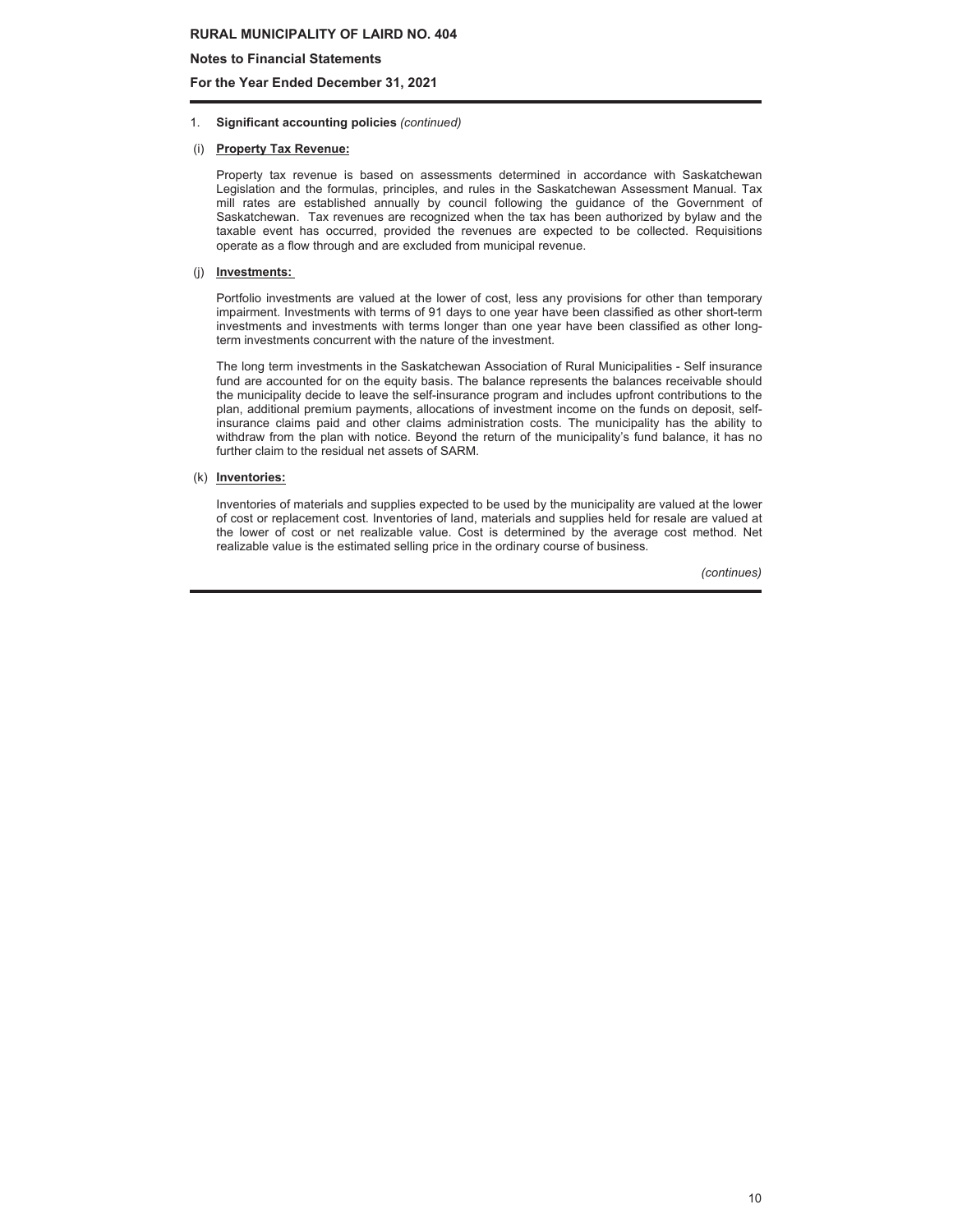1. **Significant accounting policies** *(continued)*

(i) **Property Tax Revenue:**

Property tax revenue is based on assessments determined in accordance with Saskatchewan Legislation and the formulas, principles, and rules in the Saskatchewan Assessment Manual. Tax mill rates are established annually by council following the guidance of the Government of Saskatchewan. Tax revenues are recognized when the tax has been authorized by bylaw and the taxable event has occurred, provided the revenues are expected to be collected. Requisitions operate as a flow through and are excluded from municipal revenue.

(j) **Investments:**

Portfolio investments are valued at the lower of cost, less any provisions for other than temporary impairment. Investments with terms of 91 days to one year have been classified as other short-term investments and investments with terms longer than one year have been classified as other long-term investments concurrent with the nature of the investment.

The long term investments in the Saskatchewan Association of Rural Municipalities - Self insurance fund are accounted for on the equity basis. The balance represents the balances receivable should the municipality decide to leave the self-insurance program and includes upfront contributions to the plan, additional premium payments, allocations of investment income on the funds on deposit, self-insurance claims paid and other claims administration costs. The municipality has the ability to withdraw from the plan with notice. Beyond the return of the municipality's fund balance, it has no further claim to the residual net assets of SARM.

(k) **Inventories:**

Inventories of materials and supplies expected to be used by the municipality are valued at the lower of cost or replacement cost. Inventories of land, materials and supplies held for resale are valued at the lower of cost or net realizable value. Cost is determined by the average cost method. Net realizable value is the estimated selling price in the ordinary course of business.

*(continues)*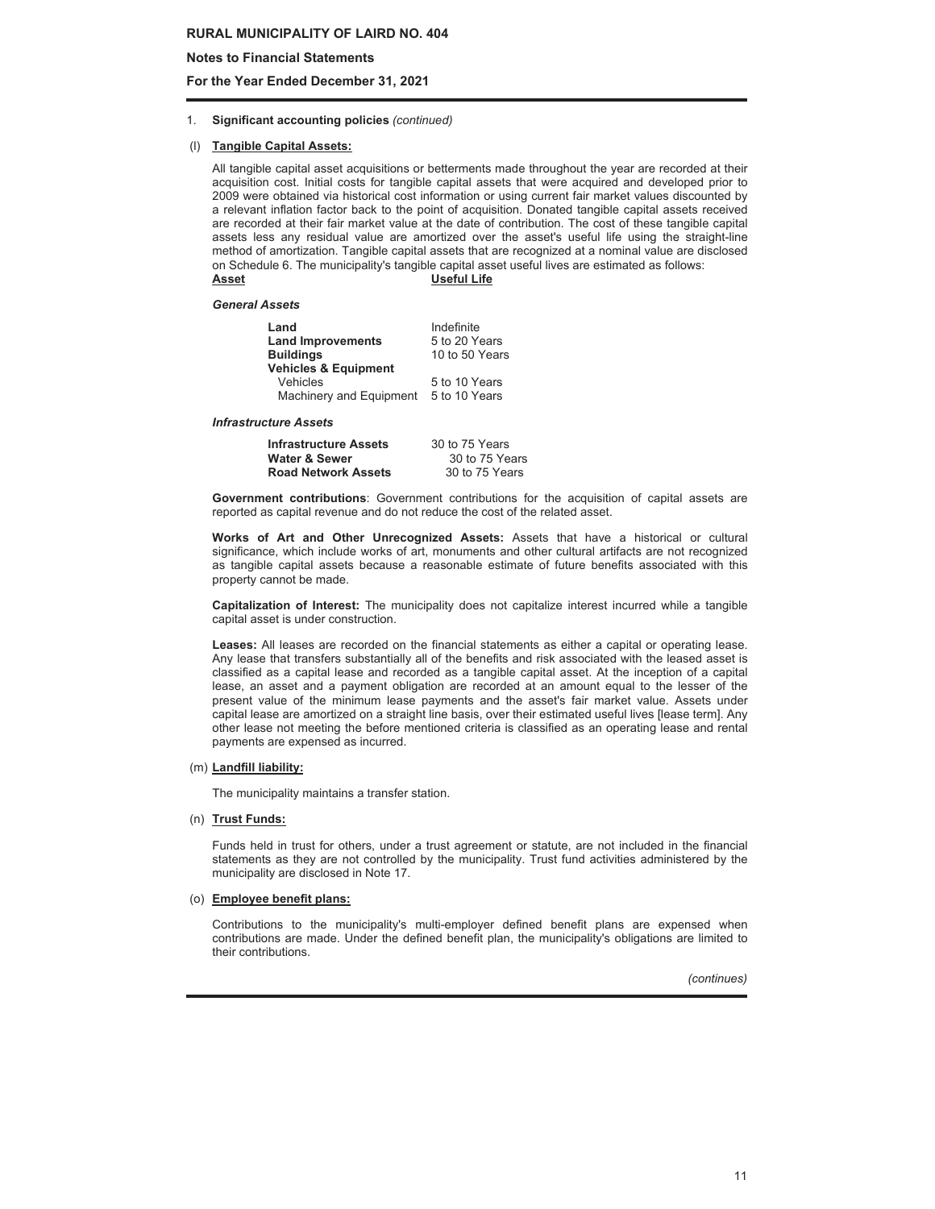1. **Significant accounting policies** *(continued)*

(l) **Tangible Capital Assets:**

All tangible capital asset acquisitions or betterments made throughout the year are recorded at their acquisition cost. Initial costs for tangible capital assets that were acquired and developed prior to 2009 were obtained via historical cost information or using current fair market values discounted by a relevant inflation factor back to the point of acquisition. Donated tangible capital assets received are recorded at their fair market value at the date of contribution. The cost of these tangible capital assets less any residual value are amortized over the asset's useful life using the straight-line method of amortization. Tangible capital assets that are recognized at a nominal value are disclosed on Schedule 6. The municipality's tangible capital asset useful lives are estimated as follows:

| Asset | Useful Life |
|---|---|
| ***General Assets*** | |
| **Land** | Indefinite |
| **Land Improvements** | 5 to 20 Years |
| **Buildings** | 10 to 50 Years |
| **Vehicles & Equipment** | |
| Vehicles | 5 to 10 Years |
| Machinery and Equipment | 5 to 10 Years |
| ***Infrastructure Assets*** | |
| **Infrastructure Assets** | 30 to 75 Years |
| **Water & Sewer** | 30 to 75 Years |
| **Road Network Assets** | 30 to 75 Years |

**Government contributions**: Government contributions for the acquisition of capital assets are reported as capital revenue and do not reduce the cost of the related asset.

**Works of Art and Other Unrecognized Assets:** Assets that have a historical or cultural significance, which include works of art, monuments and other cultural artifacts are not recognized as tangible capital assets because a reasonable estimate of future benefits associated with this property cannot be made.

**Capitalization of Interest:** The municipality does not capitalize interest incurred while a tangible capital asset is under construction.

**Leases:** All leases are recorded on the financial statements as either a capital or operating lease. Any lease that transfers substantially all of the benefits and risk associated with the leased asset is classified as a capital lease and recorded as a tangible capital asset. At the inception of a capital lease, an asset and a payment obligation are recorded at an amount equal to the lesser of the present value of the minimum lease payments and the asset's fair market value. Assets under capital lease are amortized on a straight line basis, over their estimated useful lives [lease term]. Any other lease not meeting the before mentioned criteria is classified as an operating lease and rental payments are expensed as incurred.

(m) **Landfill liability:**

The municipality maintains a transfer station.

(n) **Trust Funds:**

Funds held in trust for others, under a trust agreement or statute, are not included in the financial statements as they are not controlled by the municipality. Trust fund activities administered by the municipality are disclosed in Note 17.

(o) **Employee benefit plans:**

Contributions to the municipality's multi-employer defined benefit plans are expensed when contributions are made. Under the defined benefit plan, the municipality's obligations are limited to their contributions.

*(continues)*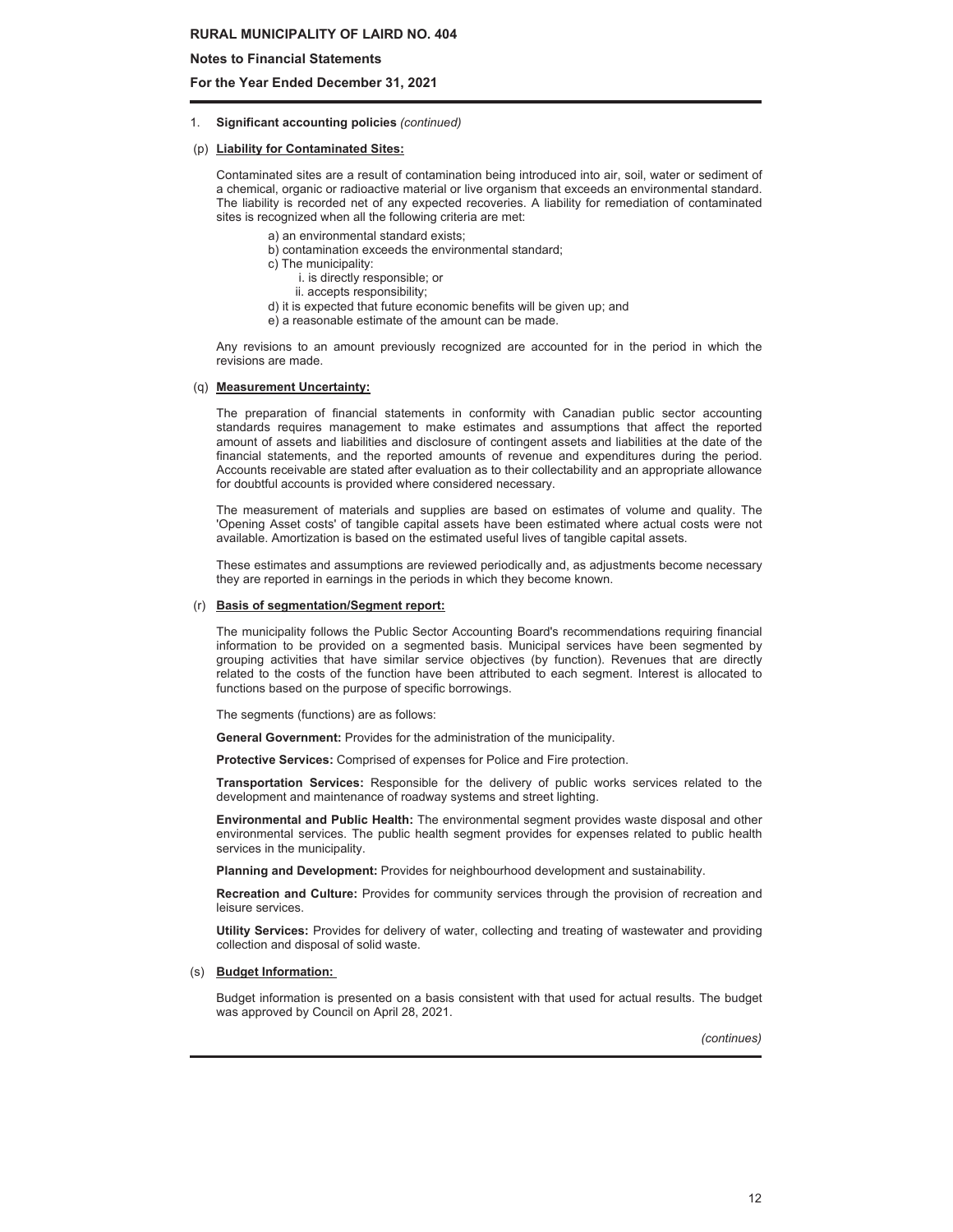1. **Significant accounting policies** *(continued)*

(p) **Liability for Contaminated Sites:**

Contaminated sites are a result of contamination being introduced into air, soil, water or sediment of a chemical, organic or radioactive material or live organism that exceeds an environmental standard. The liability is recorded net of any expected recoveries. A liability for remediation of contaminated sites is recognized when all the following criteria are met:

a) an environmental standard exists;
b) contamination exceeds the environmental standard;
c) The municipality:
   i. is directly responsible; or
   ii. accepts responsibility;
d) it is expected that future economic benefits will be given up; and
e) a reasonable estimate of the amount can be made.

Any revisions to an amount previously recognized are accounted for in the period in which the revisions are made.

(q) **Measurement Uncertainty:**

The preparation of financial statements in conformity with Canadian public sector accounting standards requires management to make estimates and assumptions that affect the reported amount of assets and liabilities and disclosure of contingent assets and liabilities at the date of the financial statements, and the reported amounts of revenue and expenditures during the period. Accounts receivable are stated after evaluation as to their collectability and an appropriate allowance for doubtful accounts is provided where considered necessary.

The measurement of materials and supplies are based on estimates of volume and quality. The 'Opening Asset costs' of tangible capital assets have been estimated where actual costs were not available. Amortization is based on the estimated useful lives of tangible capital assets.

These estimates and assumptions are reviewed periodically and, as adjustments become necessary they are reported in earnings in the periods in which they become known.

(r) **Basis of segmentation/Segment report:**

The municipality follows the Public Sector Accounting Board's recommendations requiring financial information to be provided on a segmented basis. Municipal services have been segmented by grouping activities that have similar service objectives (by function). Revenues that are directly related to the costs of the function have been attributed to each segment. Interest is allocated to functions based on the purpose of specific borrowings.

The segments (functions) are as follows:

**General Government:** Provides for the administration of the municipality.

**Protective Services:** Comprised of expenses for Police and Fire protection.

**Transportation Services:** Responsible for the delivery of public works services related to the development and maintenance of roadway systems and street lighting.

**Environmental and Public Health:** The environmental segment provides waste disposal and other environmental services. The public health segment provides for expenses related to public health services in the municipality.

**Planning and Development:** Provides for neighbourhood development and sustainability.

**Recreation and Culture:** Provides for community services through the provision of recreation and leisure services.

**Utility Services:** Provides for delivery of water, collecting and treating of wastewater and providing collection and disposal of solid waste.

(s) **Budget Information:**

Budget information is presented on a basis consistent with that used for actual results. The budget was approved by Council on April 28, 2021.

*(continues)*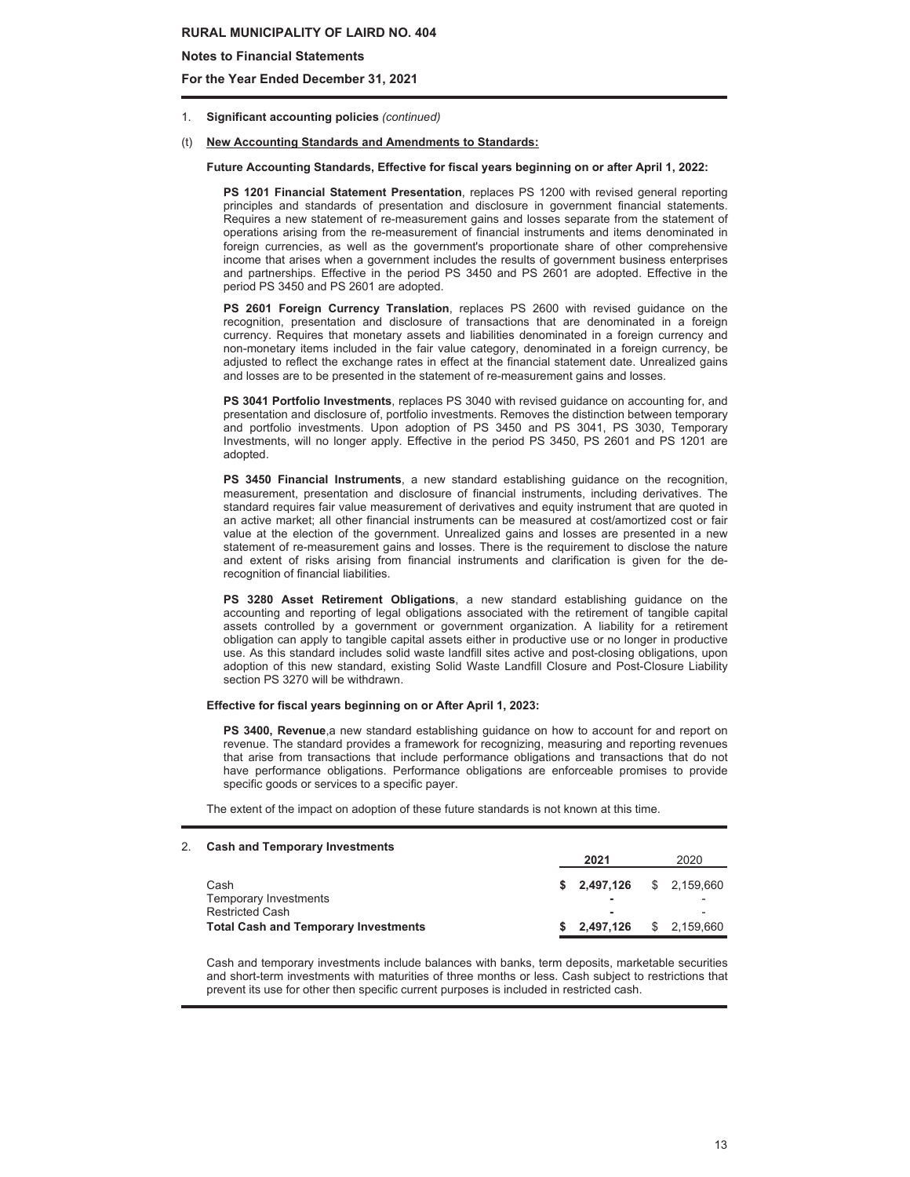1. **Significant accounting policies** *(continued)*

(t) **New Accounting Standards and Amendments to Standards:**

**Future Accounting Standards, Effective for fiscal years beginning on or after April 1, 2022:**

**PS 1201 Financial Statement Presentation**, replaces PS 1200 with revised general reporting principles and standards of presentation and disclosure in government financial statements. Requires a new statement of re-measurement gains and losses separate from the statement of operations arising from the re-measurement of financial instruments and items denominated in foreign currencies, as well as the government's proportionate share of other comprehensive income that arises when a government includes the results of government business enterprises and partnerships. Effective in the period PS 3450 and PS 2601 are adopted. Effective in the period PS 3450 and PS 2601 are adopted.

**PS 2601 Foreign Currency Translation**, replaces PS 2600 with revised guidance on the recognition, presentation and disclosure of transactions that are denominated in a foreign currency. Requires that monetary assets and liabilities denominated in a foreign currency and non-monetary items included in the fair value category, denominated in a foreign currency, be adjusted to reflect the exchange rates in effect at the financial statement date. Unrealized gains and losses are to be presented in the statement of re-measurement gains and losses.

**PS 3041 Portfolio Investments**, replaces PS 3040 with revised guidance on accounting for, and presentation and disclosure of, portfolio investments. Removes the distinction between temporary and portfolio investments. Upon adoption of PS 3450 and PS 3041, PS 3030, Temporary Investments, will no longer apply. Effective in the period PS 3450, PS 2601 and PS 1201 are adopted.

**PS 3450 Financial Instruments**, a new standard establishing guidance on the recognition, measurement, presentation and disclosure of financial instruments, including derivatives. The standard requires fair value measurement of derivatives and equity instrument that are quoted in an active market; all other financial instruments can be measured at cost/amortized cost or fair value at the election of the government. Unrealized gains and losses are presented in a new statement of re-measurement gains and losses. There is the requirement to disclose the nature and extent of risks arising from financial instruments and clarification is given for the de-recognition of financial liabilities.

**PS 3280 Asset Retirement Obligations**, a new standard establishing guidance on the accounting and reporting of legal obligations associated with the retirement of tangible capital assets controlled by a government or government organization. A liability for a retirement obligation can apply to tangible capital assets either in productive use or no longer in productive use. As this standard includes solid waste landfill sites active and post-closing obligations, upon adoption of this new standard, existing Solid Waste Landfill Closure and Post-Closure Liability section PS 3270 will be withdrawn.

**Effective for fiscal years beginning on or After April 1, 2023:**

**PS 3400, Revenue**,a new standard establishing guidance on how to account for and report on revenue. The standard provides a framework for recognizing, measuring and reporting revenues that arise from transactions that include performance obligations and transactions that do not have performance obligations. Performance obligations are enforceable promises to provide specific goods or services to a specific payer.

The extent of the impact on adoption of these future standards is not known at this time.

2. **Cash and Temporary Investments**

| | **2021** | 2020 |
|---|---|---|
| Cash | **$ 2,497,126** | $ 2,159,660 |
| Temporary Investments | **-** | - |
| Restricted Cash | **-** | - |
| **Total Cash and Temporary Investments** | **$ 2,497,126** | $ 2,159,660 |

Cash and temporary investments include balances with banks, term deposits, marketable securities and short-term investments with maturities of three months or less. Cash subject to restrictions that prevent its use for other then specific current purposes is included in restricted cash.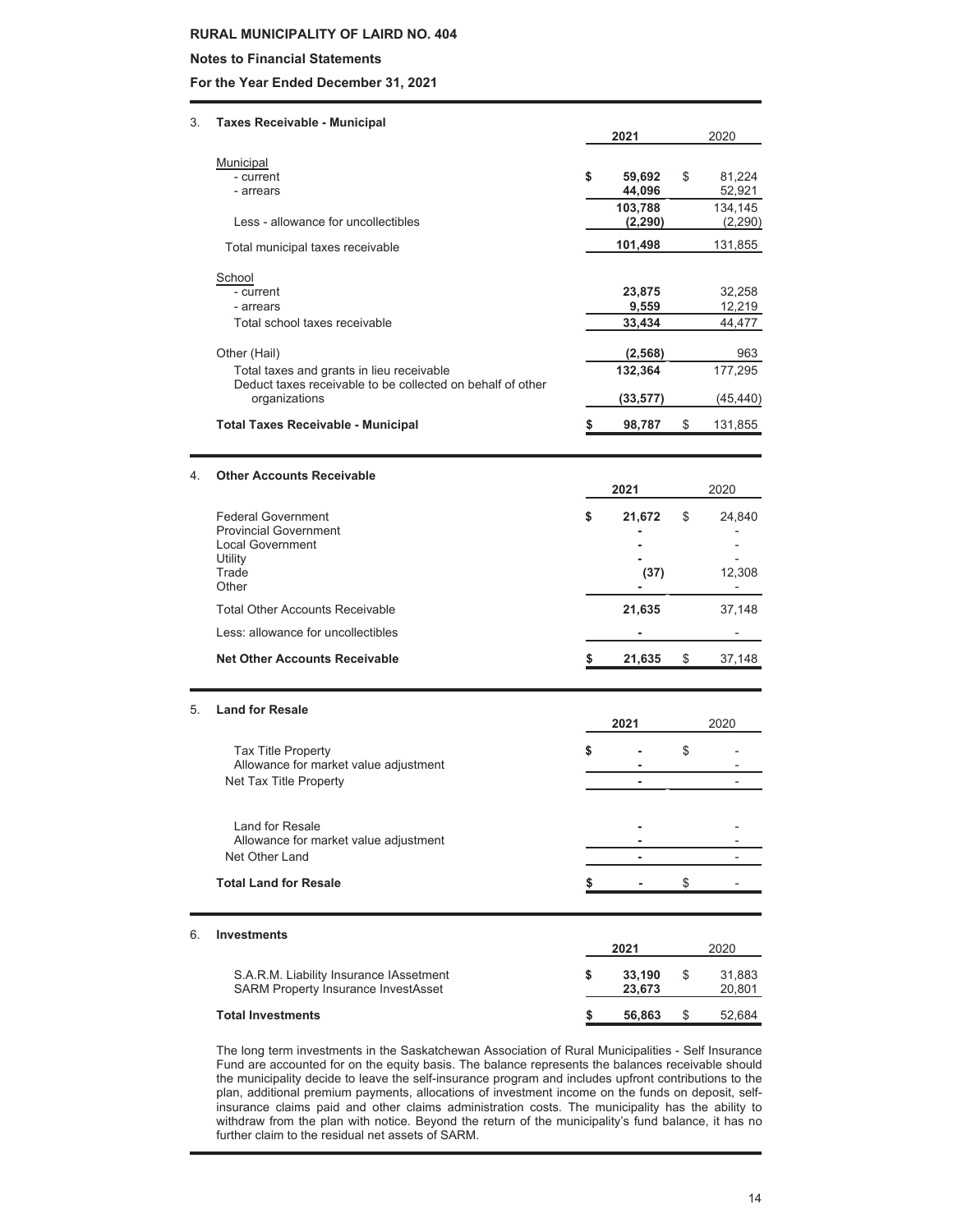**RURAL MUNICIPALITY OF LAIRD NO. 404**

**Notes to Financial Statements**

**For the Year Ended December 31, 2021**

### 3. Taxes Receivable - Municipal

| | 2021 | 2020 |
|---|---|---|
| Municipal | | |
| - current | $ 59,692 | $ 81,224 |
| - arrears | 44,096 | 52,921 |
| | 103,788 | 134,145 |
| Less - allowance for uncollectibles | (2,290) | (2,290) |
| Total municipal taxes receivable | 101,498 | 131,855 |
| School | | |
| - current | 23,875 | 32,258 |
| - arrears | 9,559 | 12,219 |
| Total school taxes receivable | 33,434 | 44,477 |
| Other (Hail) | (2,568) | 963 |
| Total taxes and grants in lieu receivable | 132,364 | 177,295 |
| Deduct taxes receivable to be collected on behalf of other organizations | (33,577) | (45,440) |
| **Total Taxes Receivable - Municipal** | $ 98,787 | $ 131,855 |

### 4. Other Accounts Receivable

| | 2021 | 2020 |
|---|---|---|
| Federal Government | $ 21,672 | $ 24,840 |
| Provincial Government | - | - |
| Local Government | - | - |
| Utility | - | - |
| Trade | (37) | 12,308 |
| Other | - | - |
| Total Other Accounts Receivable | 21,635 | 37,148 |
| Less: allowance for uncollectibles | - | - |
| **Net Other Accounts Receivable** | $ 21,635 | $ 37,148 |

### 5. Land for Resale

| | 2021 | 2020 |
|---|---|---|
| Tax Title Property | $ - | $ - |
| Allowance for market value adjustment | - | - |
| Net Tax Title Property | - | - |
| Land for Resale | - | - |
| Allowance for market value adjustment | - | - |
| Net Other Land | - | - |
| **Total Land for Resale** | $ - | $ - |

### 6. Investments

| | 2021 | 2020 |
|---|---|---|
| S.A.R.M. Liability Insurance IAssetment | $ 33,190 | $ 31,883 |
| SARM Property Insurance InvestAsset | 23,673 | 20,801 |
| **Total Investments** | $ 56,863 | $ 52,684 |

The long term investments in the Saskatchewan Association of Rural Municipalities - Self Insurance Fund are accounted for on the equity basis. The balance represents the balances receivable should the municipality decide to leave the self-insurance program and includes upfront contributions to the plan, additional premium payments, allocations of investment income on the funds on deposit, self-insurance claims paid and other claims administration costs. The municipality has the ability to withdraw from the plan with notice. Beyond the return of the municipality's fund balance, it has no further claim to the residual net assets of SARM.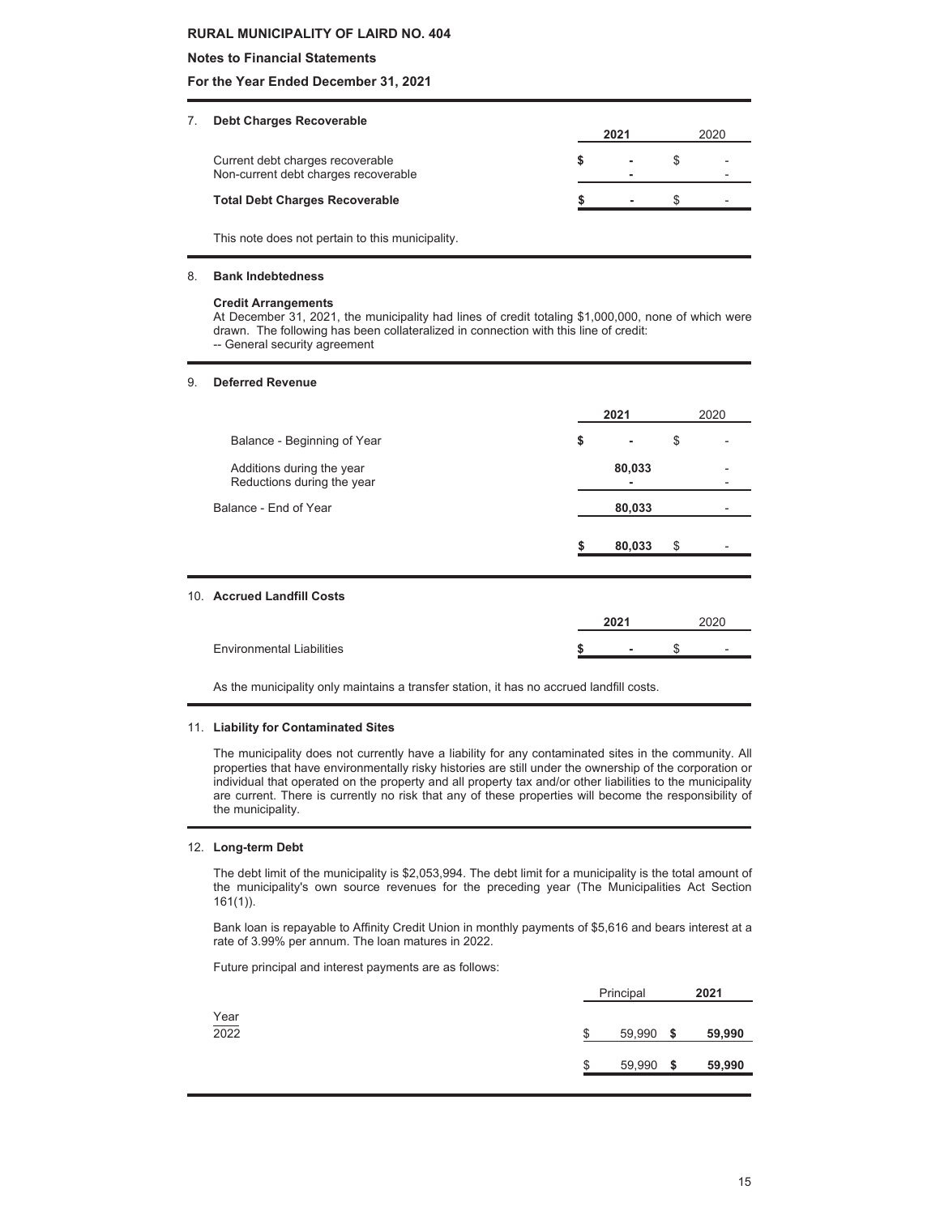**RURAL MUNICIPALITY OF LAIRD NO. 404**

**Notes to Financial Statements**

**For the Year Ended December 31, 2021**

## 7. Debt Charges Recoverable

| | **2021** | 2020 |
|---|---|---|
| Current debt charges recoverable | $ - | $ - |
| Non-current debt charges recoverable | - | - |
| **Total Debt Charges Recoverable** | **$ -** | $ - |

This note does not pertain to this municipality.

## 8. Bank Indebtedness

**Credit Arrangements**

At December 31, 2021, the municipality had lines of credit totaling $1,000,000, none of which were drawn. The following has been collateralized in connection with this line of credit:

-- General security agreement

## 9. Deferred Revenue

| | **2021** | 2020 |
|---|---|---|
| Balance - Beginning of Year | $ - | $ - |
| Additions during the year | 80,033 | - |
| Reductions during the year | - | - |
| Balance - End of Year | 80,033 | - |
| | $ 80,033 | $ - |

## 10. Accrued Landfill Costs

| | **2021** | 2020 |
|---|---|---|
| Environmental Liabilities | $ - | $ - |

As the municipality only maintains a transfer station, it has no accrued landfill costs.

## 11. Liability for Contaminated Sites

The municipality does not currently have a liability for any contaminated sites in the community. All properties that have environmentally risky histories are still under the ownership of the corporation or individual that operated on the property and all property tax and/or other liabilities to the municipality are current. There is currently no risk that any of these properties will become the responsibility of the municipality.

## 12. Long-term Debt

The debt limit of the municipality is $2,053,994. The debt limit for a municipality is the total amount of the municipality's own source revenues for the preceding year (The Municipalities Act Section 161(1)).

Bank loan is repayable to Affinity Credit Union in monthly payments of $5,616 and bears interest at a rate of 3.99% per annum. The loan matures in 2022.

Future principal and interest payments are as follows:

| Year | Principal | **2021** |
|---|---|---|
| 2022 | $ 59,990 | **$ 59,990** |
| | $ 59,990 | **$ 59,990** |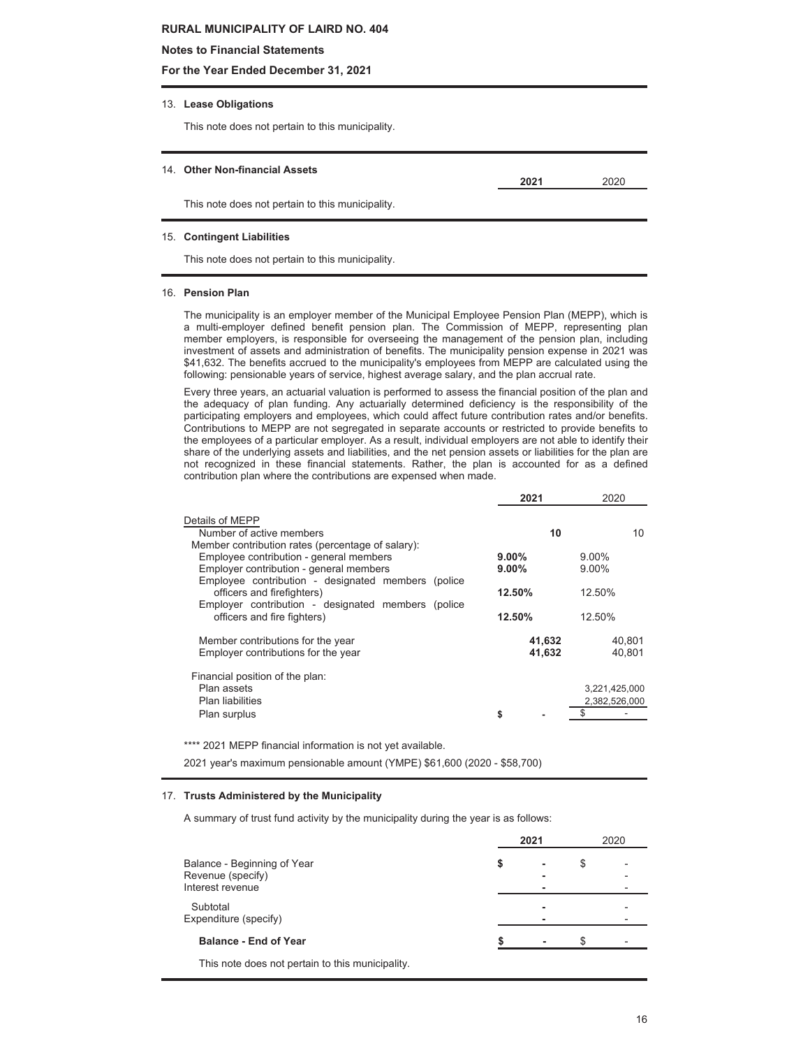**RURAL MUNICIPALITY OF LAIRD NO. 404**

**Notes to Financial Statements**

**For the Year Ended December 31, 2021**

13. **Lease Obligations**

This note does not pertain to this municipality.

14. **Other Non-financial Assets**

| | **2021** | 2020 |
|---|---|---|

This note does not pertain to this municipality.

15. **Contingent Liabilities**

This note does not pertain to this municipality.

16. **Pension Plan**

The municipality is an employer member of the Municipal Employee Pension Plan (MEPP), which is a multi-employer defined benefit pension plan. The Commission of MEPP, representing plan member employers, is responsible for overseeing the management of the pension plan, including investment of assets and administration of benefits. The municipality pension expense in 2021 was $41,632. The benefits accrued to the municipality's employees from MEPP are calculated using the following: pensionable years of service, highest average salary, and the plan accrual rate.

Every three years, an actuarial valuation is performed to assess the financial position of the plan and the adequacy of plan funding. Any actuarially determined deficiency is the responsibility of the participating employers and employees, which could affect future contribution rates and/or benefits. Contributions to MEPP are not segregated in separate accounts or restricted to provide benefits to the employees of a particular employer. As a result, individual employers are not able to identify their share of the underlying assets and liabilities, and the net pension assets or liabilities for the plan are not recognized in these financial statements. Rather, the plan is accounted for as a defined contribution plan where the contributions are expensed when made.

| | **2021** | 2020 |
|---|---|---|
| Details of MEPP | | |
| Number of active members | **10** | 10 |
| Member contribution rates (percentage of salary): | | |
| Employee contribution - general members | **9.00%** | 9.00% |
| Employer contribution - general members | **9.00%** | 9.00% |
| Employee contribution - designated members (police officers and firefighters) | **12.50%** | 12.50% |
| Employer contribution - designated members (police officers and fire fighters) | **12.50%** | 12.50% |
| Member contributions for the year | **41,632** | 40,801 |
| Employer contributions for the year | **41,632** | 40,801 |
| Financial position of the plan: | | |
| Plan assets | | 3,221,425,000 |
| Plan liabilities | | 2,382,526,000 |
| Plan surplus | **$ -** | $ - |

**** 2021 MEPP financial information is not yet available.

2021 year's maximum pensionable amount (YMPE) $61,600 (2020 - $58,700)

17. **Trusts Administered by the Municipality**

A summary of trust fund activity by the municipality during the year is as follows:

| | **2021** | 2020 |
|---|---|---|
| Balance - Beginning of Year | **$ -** | $ - |
| Revenue (specify) | **-** | - |
| Interest revenue | **-** | - |
| Subtotal | **-** | - |
| Expenditure (specify) | **-** | - |
| **Balance - End of Year** | **$ -** | $ - |

This note does not pertain to this municipality.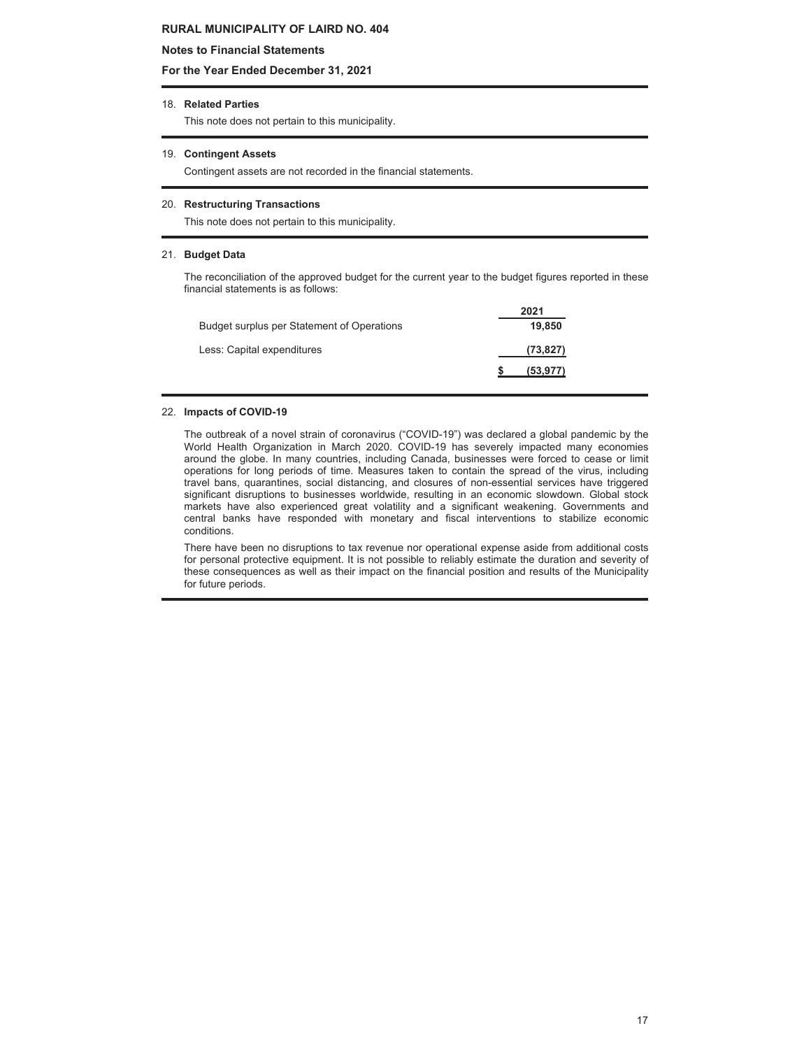**RURAL MUNICIPALITY OF LAIRD NO. 404**

**Notes to Financial Statements**

**For the Year Ended December 31, 2021**

18. **Related Parties**

This note does not pertain to this municipality.

19. **Contingent Assets**

Contingent assets are not recorded in the financial statements.

20. **Restructuring Transactions**

This note does not pertain to this municipality.

21. **Budget Data**

The reconciliation of the approved budget for the current year to the budget figures reported in these financial statements is as follows:

| | 2021 |
|---|---|
| Budget surplus per Statement of Operations | 19,850 |
| Less: Capital expenditures | (73,827) |
| | $ (53,977) |

22. **Impacts of COVID-19**

The outbreak of a novel strain of coronavirus ("COVID-19") was declared a global pandemic by the World Health Organization in March 2020. COVID-19 has severely impacted many economies around the globe. In many countries, including Canada, businesses were forced to cease or limit operations for long periods of time. Measures taken to contain the spread of the virus, including travel bans, quarantines, social distancing, and closures of non-essential services have triggered significant disruptions to businesses worldwide, resulting in an economic slowdown. Global stock markets have also experienced great volatility and a significant weakening. Governments and central banks have responded with monetary and fiscal interventions to stabilize economic conditions.

There have been no disruptions to tax revenue nor operational expense aside from additional costs for personal protective equipment. It is not possible to reliably estimate the duration and severity of these consequences as well as their impact on the financial position and results of the Municipality for future periods.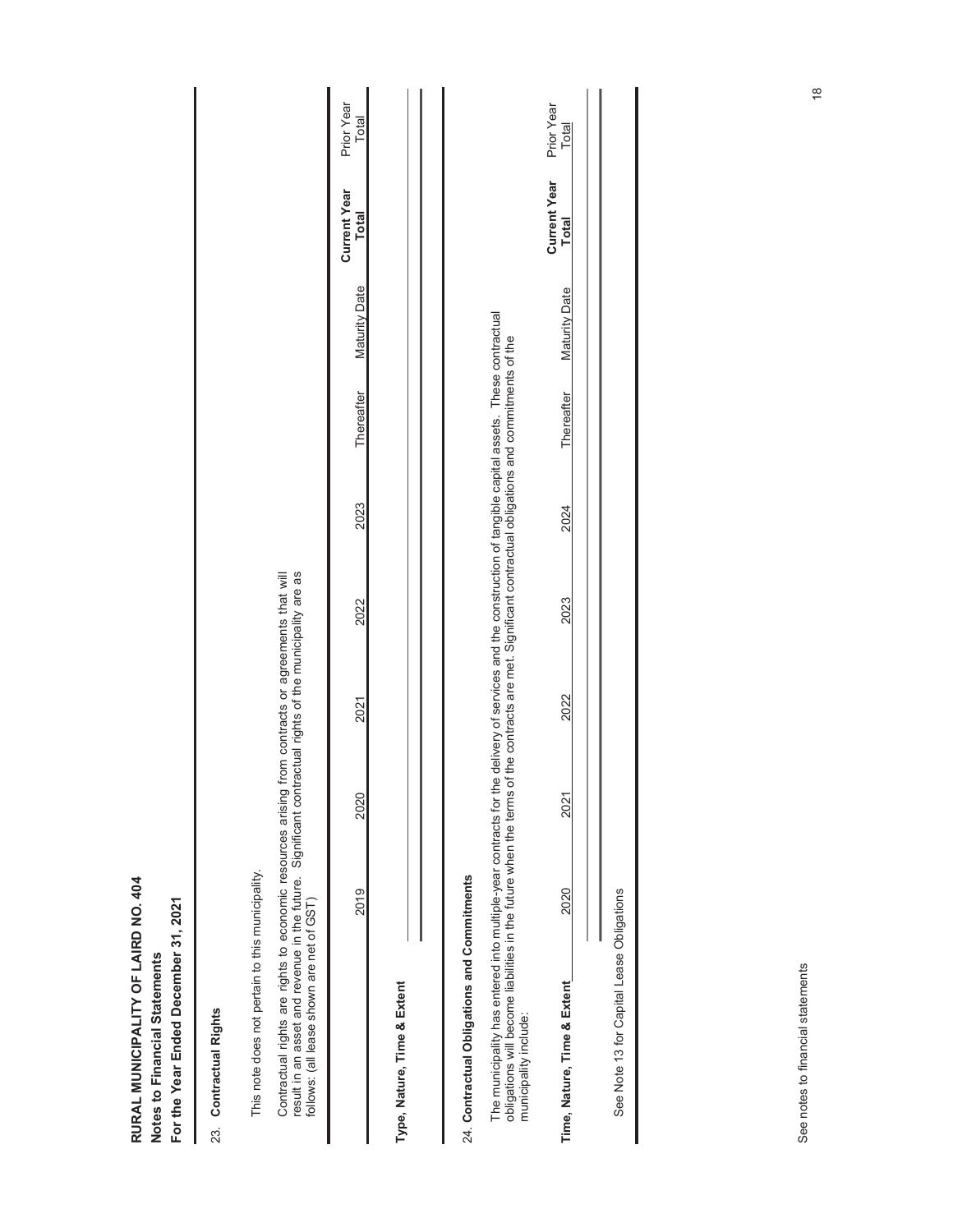**RURAL MUNICIPALITY OF LAIRD NO. 404**
**Notes to Financial Statements**
**For the Year Ended December 31, 2021**

## 23. Contractual Rights

This note does not pertain to this municipality.

Contractual rights are rights to economic resources arising from contracts or agreements that will result in an asset and revenue in the future. Significant contractual rights of the municipality are as follows: (all lease shown are net of GST)

| | 2019 | 2020 | 2021 | 2022 | 2023 | Thereafter | Maturity Date | Current Year Total | Prior Year Total |
|---|---|---|---|---|---|---|---|---|---|
| **Type, Nature, Time & Extent** | | | | | | | | | |
| | | | | | | | | | |

## 24. Contractual Obligations and Commitments

The municipality has entered into multiple-year contracts for the delivery of services and the construction of tangible capital assets. These contractual obligations will become liabilities in the future when the terms of the contracts are met. Significant contractual obligations and commitments of the municipality include:

| Time, Nature, Time & Extent | 2020 | 2021 | 2022 | 2023 | 2024 | Thereafter | Maturity Date | Current Year Total | Prior Year Total |
|---|---|---|---|---|---|---|---|---|---|
| | | | | | | | | | |

See Note 13 for Capital Lease Obligations

See notes to financial statements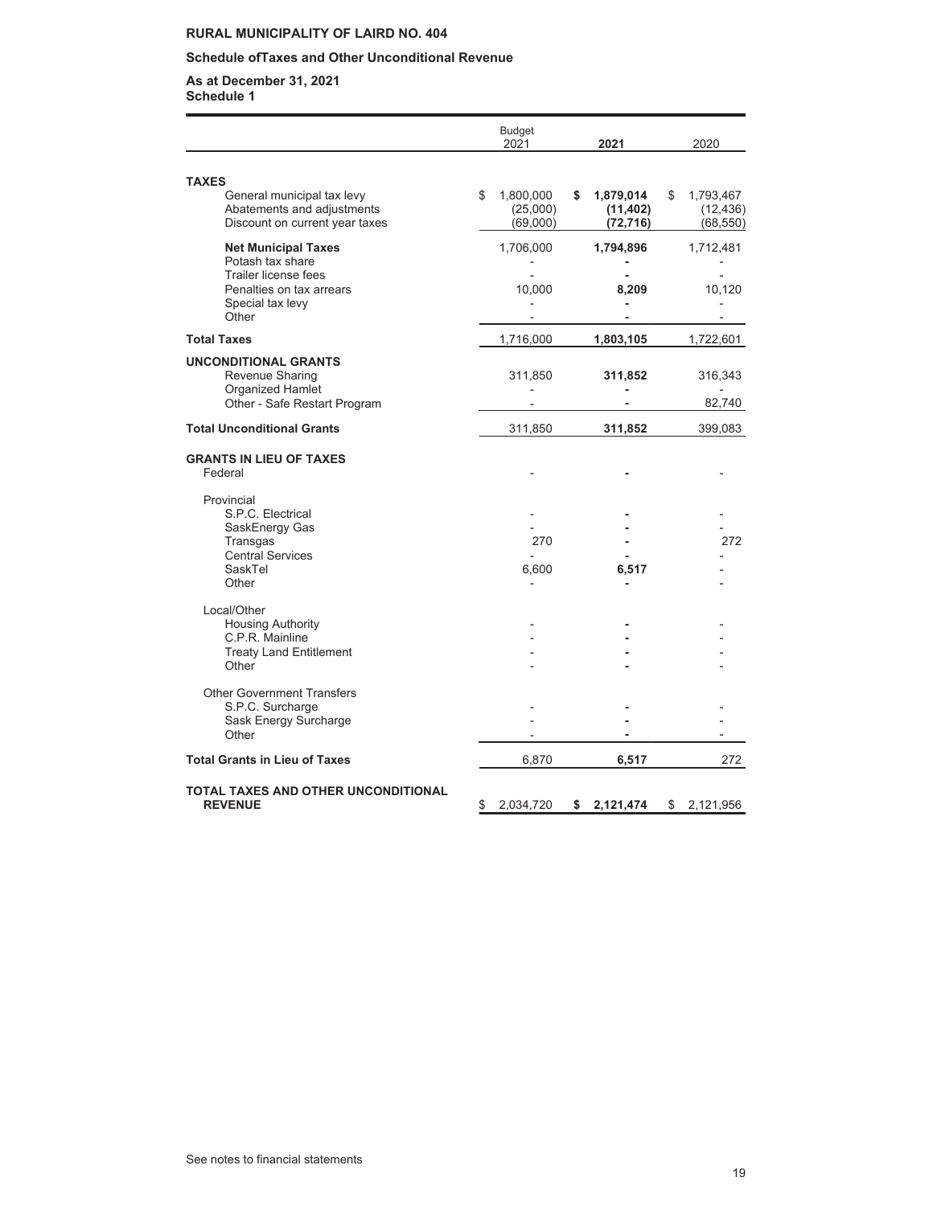**RURAL MUNICIPALITY OF LAIRD NO. 404**

**Schedule ofTaxes and Other Unconditional Revenue**

**As at December 31, 2021**
**Schedule 1**

| | Budget 2021 | **2021** | 2020 |
|---|---|---|---|
| **TAXES** | | | |
| General municipal tax levy | $ 1,800,000 | **$ 1,879,014** | $ 1,793,467 |
| Abatements and adjustments | (25,000) | **(11,402)** | (12,436) |
| Discount on current year taxes | (69,000) | **(72,716)** | (68,550) |
| **Net Municipal Taxes** | 1,706,000 | **1,794,896** | 1,712,481 |
| Potash tax share | - | **-** | - |
| Trailer license fees | - | **-** | - |
| Penalties on tax arrears | 10,000 | **8,209** | 10,120 |
| Special tax levy | - | **-** | - |
| Other | - | **-** | - |
| **Total Taxes** | 1,716,000 | **1,803,105** | 1,722,601 |
| **UNCONDITIONAL GRANTS** | | | |
| Revenue Sharing | 311,850 | **311,852** | 316,343 |
| Organized Hamlet | - | **-** | - |
| Other - Safe Restart Program | - | **-** | 82,740 |
| **Total Unconditional Grants** | 311,850 | **311,852** | 399,083 |
| **GRANTS IN LIEU OF TAXES** | | | |
| Federal | - | **-** | - |
| Provincial | | | |
| S.P.C. Electrical | - | **-** | - |
| SaskEnergy Gas | - | **-** | - |
| Transgas | 270 | **-** | 272 |
| Central Services | - | **-** | - |
| SaskTel | 6,600 | **6,517** | - |
| Other | - | **-** | - |
| Local/Other | | | |
| Housing Authority | - | **-** | - |
| C.P.R. Mainline | - | **-** | - |
| Treaty Land Entitlement | - | **-** | - |
| Other | - | **-** | - |
| Other Government Transfers | | | |
| S.P.C. Surcharge | - | **-** | - |
| Sask Energy Surcharge | - | **-** | - |
| Other | - | **-** | - |
| **Total Grants in Lieu of Taxes** | 6,870 | **6,517** | 272 |
| **TOTAL TAXES AND OTHER UNCONDITIONAL REVENUE** | $ 2,034,720 | **$ 2,121,474** | $ 2,121,956 |

See notes to financial statements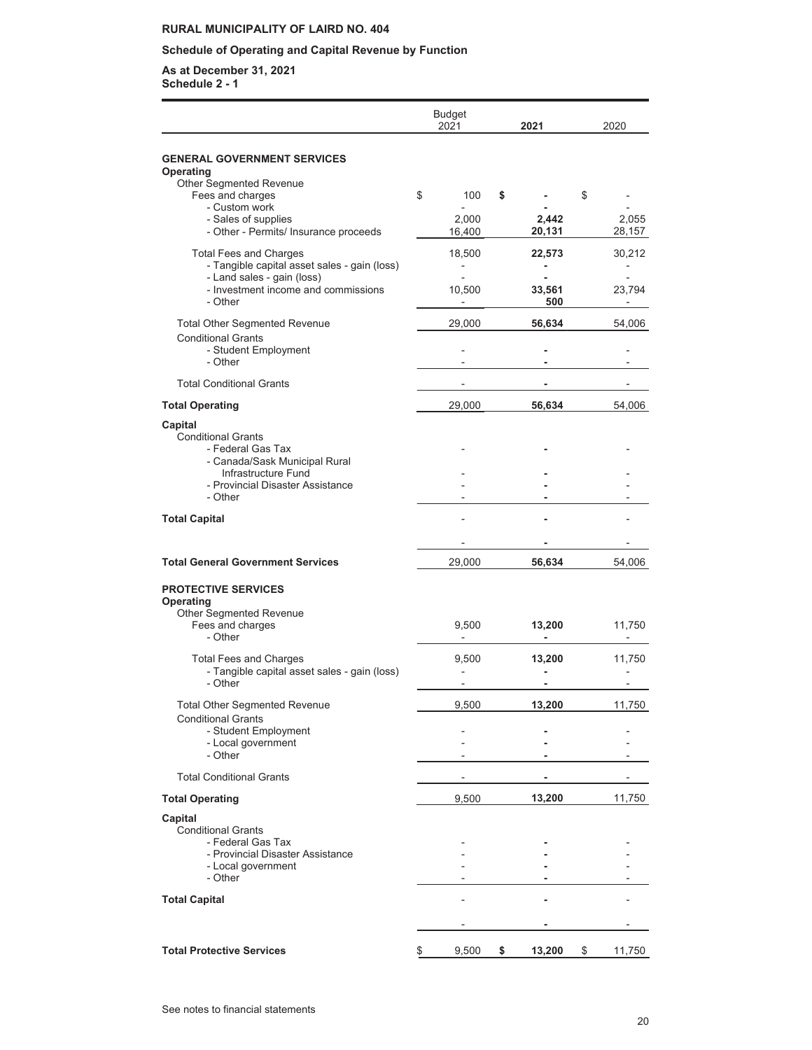**RURAL MUNICIPALITY OF LAIRD NO. 404**

**Schedule of Operating and Capital Revenue by Function**

**As at December 31, 2021**
**Schedule 2 - 1**

| | Budget 2021 | **2021** | 2020 |
|---|---|---|---|
| **GENERAL GOVERNMENT SERVICES** | | | |
| **Operating** | | | |
| Other Segmented Revenue | | | |
| Fees and charges | $ 100 | **$ -** | $ - |
| - Custom work | - | **-** | - |
| - Sales of supplies | 2,000 | **2,442** | 2,055 |
| - Other - Permits/ Insurance proceeds | 16,400 | **20,131** | 28,157 |
| Total Fees and Charges | 18,500 | **22,573** | 30,212 |
| - Tangible capital asset sales - gain (loss) | - | **-** | - |
| - Land sales - gain (loss) | - | **-** | - |
| - Investment income and commissions | 10,500 | **33,561** | 23,794 |
| - Other | - | **500** | - |
| Total Other Segmented Revenue | 29,000 | **56,634** | 54,006 |
| Conditional Grants | | | |
| - Student Employment | - | **-** | - |
| - Other | - | **-** | - |
| Total Conditional Grants | - | **-** | - |
| **Total Operating** | 29,000 | **56,634** | 54,006 |
| **Capital** | | | |
| Conditional Grants | | | |
| - Federal Gas Tax | - | **-** | - |
| - Canada/Sask Municipal Rural Infrastructure Fund | - | **-** | - |
| - Provincial Disaster Assistance | - | **-** | - |
| - Other | - | **-** | - |
| **Total Capital** | - | **-** | - |
| | - | **-** | - |
| **Total General Government Services** | 29,000 | **56,634** | 54,006 |
| **PROTECTIVE SERVICES** | | | |
| **Operating** | | | |
| Other Segmented Revenue | | | |
| Fees and charges | 9,500 | **13,200** | 11,750 |
| - Other | - | **-** | - |
| Total Fees and Charges | 9,500 | **13,200** | 11,750 |
| - Tangible capital asset sales - gain (loss) | - | **-** | - |
| - Other | - | **-** | - |
| Total Other Segmented Revenue | 9,500 | **13,200** | 11,750 |
| Conditional Grants | | | |
| - Student Employment | - | **-** | - |
| - Local government | - | **-** | - |
| - Other | - | **-** | - |
| Total Conditional Grants | - | **-** | - |
| **Total Operating** | 9,500 | **13,200** | 11,750 |
| **Capital** | | | |
| Conditional Grants | | | |
| - Federal Gas Tax | - | **-** | - |
| - Provincial Disaster Assistance | - | **-** | - |
| - Local government | - | **-** | - |
| - Other | - | **-** | - |
| **Total Capital** | - | **-** | - |
| | - | **-** | - |
| **Total Protective Services** | $ 9,500 | **$ 13,200** | $ 11,750 |

See notes to financial statements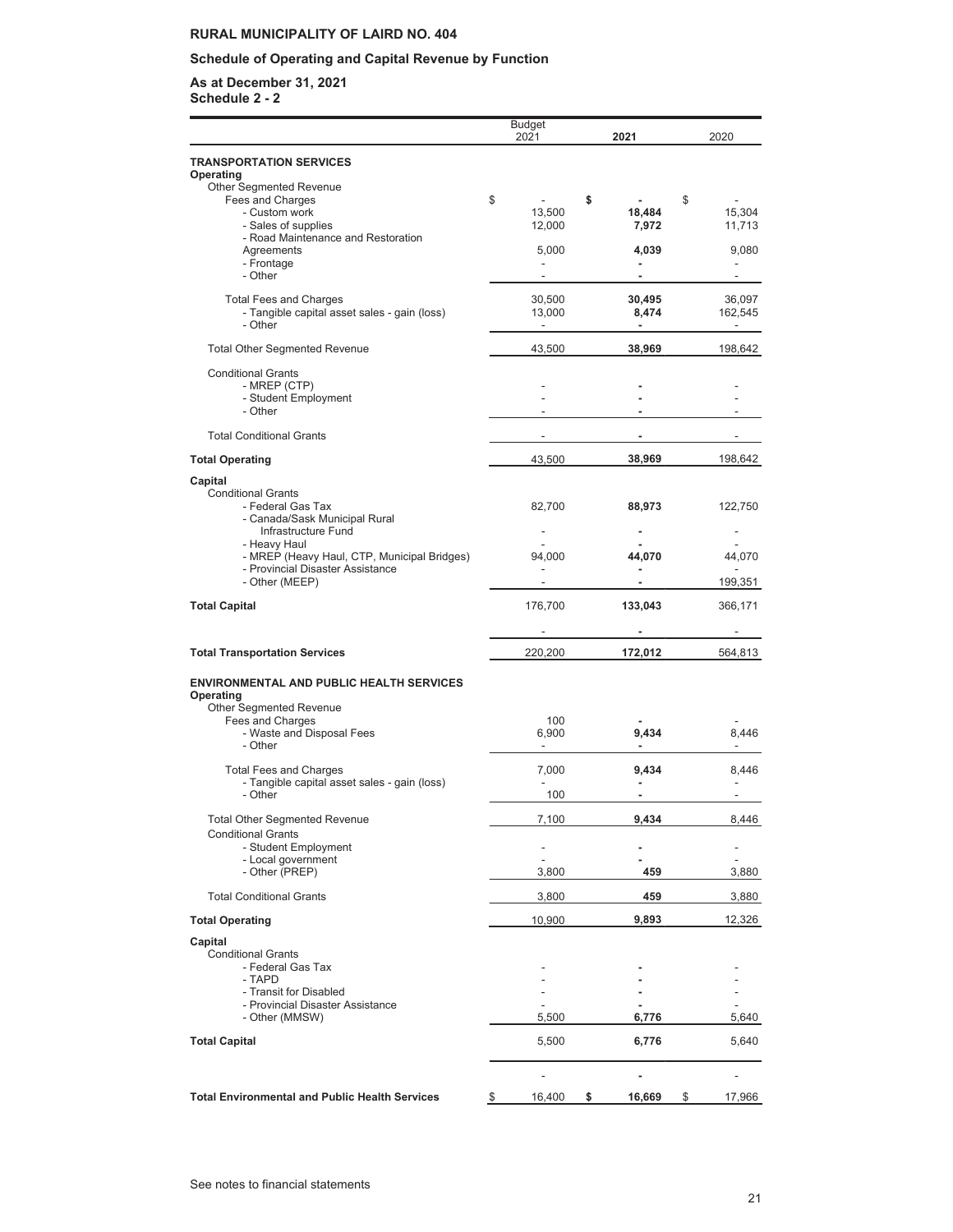**RURAL MUNICIPALITY OF LAIRD NO. 404**

**Schedule of Operating and Capital Revenue by Function**

**As at December 31, 2021**
**Schedule 2 - 2**

| | Budget 2021 | **2021** | 2020 |
|---|---|---|---|
| **TRANSPORTATION SERVICES** | | | |
| **Operating** | | | |
| Other Segmented Revenue | | | |
| Fees and Charges | $ - | **$ -** | $ - |
| - Custom work | 13,500 | **18,484** | 15,304 |
| - Sales of supplies | 12,000 | **7,972** | 11,713 |
| - Road Maintenance and Restoration Agreements | 5,000 | **4,039** | 9,080 |
| - Frontage | - | **-** | - |
| - Other | - | **-** | - |
| Total Fees and Charges | 30,500 | **30,495** | 36,097 |
| - Tangible capital asset sales - gain (loss) | 13,000 | **8,474** | 162,545 |
| - Other | - | **-** | - |
| Total Other Segmented Revenue | 43,500 | **38,969** | 198,642 |
| Conditional Grants | | | |
| - MREP (CTP) | - | **-** | - |
| - Student Employment | - | **-** | - |
| - Other | - | **-** | - |
| Total Conditional Grants | - | **-** | - |
| **Total Operating** | 43,500 | **38,969** | 198,642 |
| **Capital** | | | |
| Conditional Grants | | | |
| - Federal Gas Tax | 82,700 | **88,973** | 122,750 |
| - Canada/Sask Municipal Rural Infrastructure Fund | - | **-** | - |
| - Heavy Haul | - | **-** | - |
| - MREP (Heavy Haul, CTP, Municipal Bridges) | 94,000 | **44,070** | 44,070 |
| - Provincial Disaster Assistance | - | **-** | - |
| - Other (MEEP) | - | **-** | 199,351 |
| **Total Capital** | 176,700 | **133,043** | 366,171 |
| | - | **-** | - |
| **Total Transportation Services** | 220,200 | **172,012** | 564,813 |
| **ENVIRONMENTAL AND PUBLIC HEALTH SERVICES** | | | |
| **Operating** | | | |
| Other Segmented Revenue | | | |
| Fees and Charges | 100 | **-** | - |
| - Waste and Disposal Fees | 6,900 | **9,434** | 8,446 |
| - Other | - | **-** | - |
| Total Fees and Charges | 7,000 | **9,434** | 8,446 |
| - Tangible capital asset sales - gain (loss) | - | **-** | - |
| - Other | 100 | **-** | - |
| Total Other Segmented Revenue | 7,100 | **9,434** | 8,446 |
| Conditional Grants | | | |
| - Student Employment | - | **-** | - |
| - Local government | - | **-** | - |
| - Other (PREP) | 3,800 | **459** | 3,880 |
| Total Conditional Grants | 3,800 | **459** | 3,880 |
| **Total Operating** | 10,900 | **9,893** | 12,326 |
| **Capital** | | | |
| Conditional Grants | | | |
| - Federal Gas Tax | - | **-** | - |
| - TAPD | - | **-** | - |
| - Transit for Disabled | - | **-** | - |
| - Provincial Disaster Assistance | - | **-** | - |
| - Other (MMSW) | 5,500 | **6,776** | 5,640 |
| **Total Capital** | 5,500 | **6,776** | 5,640 |
| | - | **-** | - |
| **Total Environmental and Public Health Services** | $ 16,400 | **$ 16,669** | $ 17,966 |

See notes to financial statements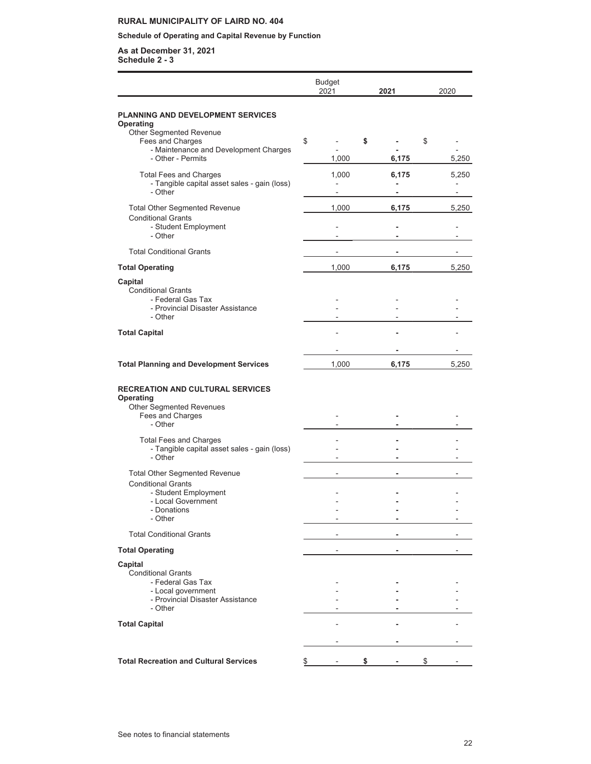**RURAL MUNICIPALITY OF LAIRD NO. 404**

**Schedule of Operating and Capital Revenue by Function**

**As at December 31, 2021**
**Schedule 2 - 3**

| | Budget 2021 | **2021** | 2020 |
|---|---|---|---|
| **PLANNING AND DEVELOPMENT SERVICES** | | | |
| **Operating** | | | |
| Other Segmented Revenue | | | |
| Fees and Charges | $ - | **$ -** | $ - |
| - Maintenance and Development Charges | - | **-** | - |
| - Other - Permits | 1,000 | **6,175** | 5,250 |
| Total Fees and Charges | 1,000 | **6,175** | 5,250 |
| - Tangible capital asset sales - gain (loss) | - | **-** | - |
| - Other | - | **-** | - |
| Total Other Segmented Revenue | 1,000 | **6,175** | 5,250 |
| Conditional Grants | | | |
| - Student Employment | - | **-** | - |
| - Other | - | **-** | - |
| Total Conditional Grants | - | **-** | - |
| **Total Operating** | 1,000 | **6,175** | 5,250 |
| **Capital** | | | |
| Conditional Grants | | | |
| - Federal Gas Tax | - | - | - |
| - Provincial Disaster Assistance | - | - | - |
| - Other | - | - | - |
| **Total Capital** | - | **-** | - |
| | - | **-** | - |
| **Total Planning and Development Services** | 1,000 | **6,175** | 5,250 |
| **RECREATION AND CULTURAL SERVICES** | | | |
| **Operating** | | | |
| Other Segmented Revenues | | | |
| Fees and Charges | - | **-** | - |
| - Other | - | **-** | - |
| Total Fees and Charges | - | **-** | - |
| - Tangible capital asset sales - gain (loss) | - | **-** | - |
| - Other | - | **-** | - |
| Total Other Segmented Revenue | - | **-** | - |
| Conditional Grants | | | |
| - Student Employment | - | **-** | - |
| - Local Government | - | **-** | - |
| - Donations | - | **-** | - |
| - Other | - | **-** | - |
| Total Conditional Grants | - | **-** | - |
| **Total Operating** | - | **-** | - |
| **Capital** | | | |
| Conditional Grants | | | |
| - Federal Gas Tax | - | **-** | - |
| - Local government | - | **-** | - |
| - Provincial Disaster Assistance | - | **-** | - |
| - Other | - | **-** | - |
| **Total Capital** | - | **-** | - |
| | - | **-** | - |
| **Total Recreation and Cultural Services** | $ - | **$ -** | $ - |

See notes to financial statements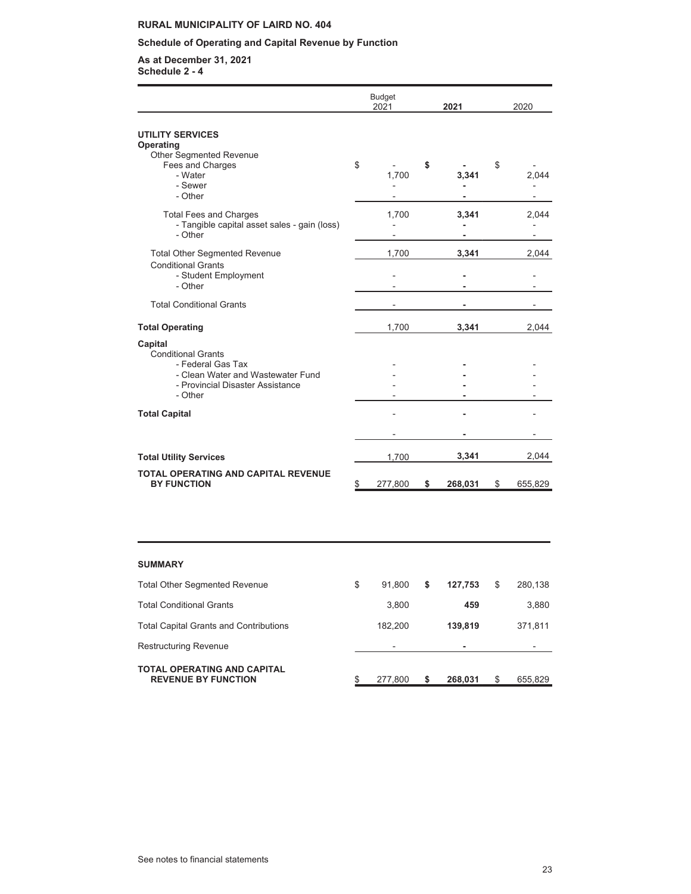**RURAL MUNICIPALITY OF LAIRD NO. 404**

**Schedule of Operating and Capital Revenue by Function**

**As at December 31, 2021**
**Schedule 2 - 4**

| | Budget 2021 | 2021 | 2020 |
|---|---|---|---|
| **UTILITY SERVICES** | | | |
| **Operating** | | | |
| Other Segmented Revenue | | | |
| Fees and Charges | $ - | **$ -** | $ - |
| - Water | 1,700 | **3,341** | 2,044 |
| - Sewer | - | **-** | - |
| - Other | - | **-** | - |
| Total Fees and Charges | 1,700 | **3,341** | 2,044 |
| - Tangible capital asset sales - gain (loss) | - | **-** | - |
| - Other | - | **-** | - |
| Total Other Segmented Revenue | 1,700 | **3,341** | 2,044 |
| Conditional Grants | | | |
| - Student Employment | - | **-** | - |
| - Other | - | **-** | - |
| Total Conditional Grants | - | **-** | - |
| **Total Operating** | 1,700 | **3,341** | 2,044 |
| **Capital** | | | |
| Conditional Grants | | | |
| - Federal Gas Tax | - | **-** | - |
| - Clean Water and Wastewater Fund | - | **-** | - |
| - Provincial Disaster Assistance | - | **-** | - |
| - Other | - | **-** | - |
| **Total Capital** | - | **-** | - |
| | - | **-** | - |
| **Total Utility Services** | 1,700 | **3,341** | 2,044 |
| **TOTAL OPERATING AND CAPITAL REVENUE BY FUNCTION** | $ 277,800 | **$ 268,031** | $ 655,829 |

| **SUMMARY** | | | |
|---|---|---|---|
| Total Other Segmented Revenue | $ 91,800 | **$ 127,753** | $ 280,138 |
| Total Conditional Grants | 3,800 | **459** | 3,880 |
| Total Capital Grants and Contributions | 182,200 | **139,819** | 371,811 |
| Restructuring Revenue | - | **-** | - |
| **TOTAL OPERATING AND CAPITAL REVENUE BY FUNCTION** | $ 277,800 | **$ 268,031** | $ 655,829 |

See notes to financial statements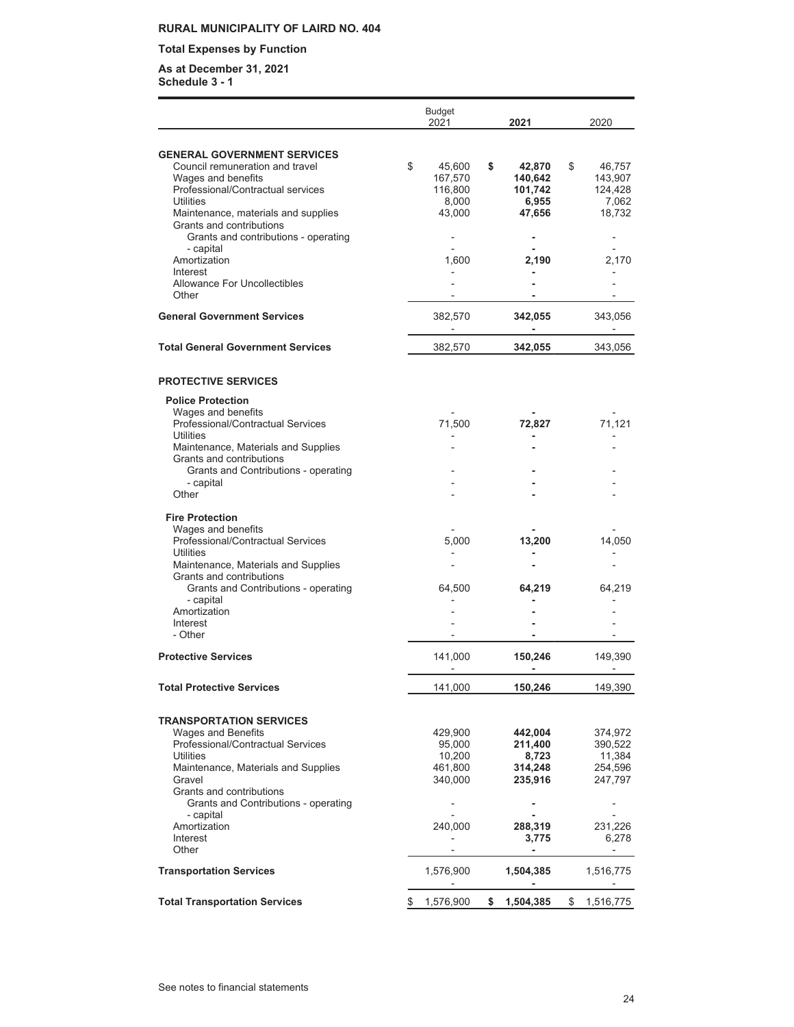**RURAL MUNICIPALITY OF LAIRD NO. 404**

**Total Expenses by Function**

**As at December 31, 2021**
**Schedule 3 - 1**

| | Budget 2021 | **2021** | 2020 |
|---|---|---|---|
| **GENERAL GOVERNMENT SERVICES** | | | |
| Council remuneration and travel | $ 45,600 | **$ 42,870** | $ 46,757 |
| Wages and benefits | 167,570 | **140,642** | 143,907 |
| Professional/Contractual services | 116,800 | **101,742** | 124,428 |
| Utilities | 8,000 | **6,955** | 7,062 |
| Maintenance, materials and supplies | 43,000 | **47,656** | 18,732 |
| Grants and contributions | | | |
| Grants and contributions - operating | - | **-** | - |
| - capital | - | **-** | - |
| Amortization | 1,600 | **2,190** | 2,170 |
| Interest | - | **-** | - |
| Allowance For Uncollectibles | - | **-** | - |
| Other | - | **-** | - |
| **General Government Services** | 382,570 | **342,055** | 343,056 |
| | - | **-** | - |
| **Total General Government Services** | 382,570 | **342,055** | 343,056 |
| **PROTECTIVE SERVICES** | | | |
| **Police Protection** | | | |
| Wages and benefits | - | **-** | - |
| Professional/Contractual Services | 71,500 | **72,827** | 71,121 |
| Utilities | - | **-** | - |
| Maintenance, Materials and Supplies | - | **-** | - |
| Grants and contributions | | | |
| Grants and Contributions - operating | - | **-** | - |
| - capital | - | **-** | - |
| Other | - | **-** | - |
| **Fire Protection** | | | |
| Wages and benefits | - | **-** | - |
| Professional/Contractual Services | 5,000 | **13,200** | 14,050 |
| Utilities | - | **-** | - |
| Maintenance, Materials and Supplies | - | **-** | - |
| Grants and contributions | | | |
| Grants and Contributions - operating | 64,500 | **64,219** | 64,219 |
| - capital | - | **-** | - |
| Amortization | - | **-** | - |
| Interest | - | **-** | - |
| - Other | - | **-** | - |
| **Protective Services** | 141,000 | **150,246** | 149,390 |
| | - | **-** | - |
| **Total Protective Services** | 141,000 | **150,246** | 149,390 |
| **TRANSPORTATION SERVICES** | | | |
| Wages and Benefits | 429,900 | **442,004** | 374,972 |
| Professional/Contractual Services | 95,000 | **211,400** | 390,522 |
| Utilities | 10,200 | **8,723** | 11,384 |
| Maintenance, Materials and Supplies | 461,800 | **314,248** | 254,596 |
| Gravel | 340,000 | **235,916** | 247,797 |
| Grants and contributions | | | |
| Grants and Contributions - operating | - | **-** | - |
| - capital | - | **-** | - |
| Amortization | 240,000 | **288,319** | 231,226 |
| Interest | - | **3,775** | 6,278 |
| Other | - | **-** | - |
| **Transportation Services** | 1,576,900 | **1,504,385** | 1,516,775 |
| | - | **-** | - |
| **Total Transportation Services** | $ 1,576,900 | **$ 1,504,385** | $ 1,516,775 |

See notes to financial statements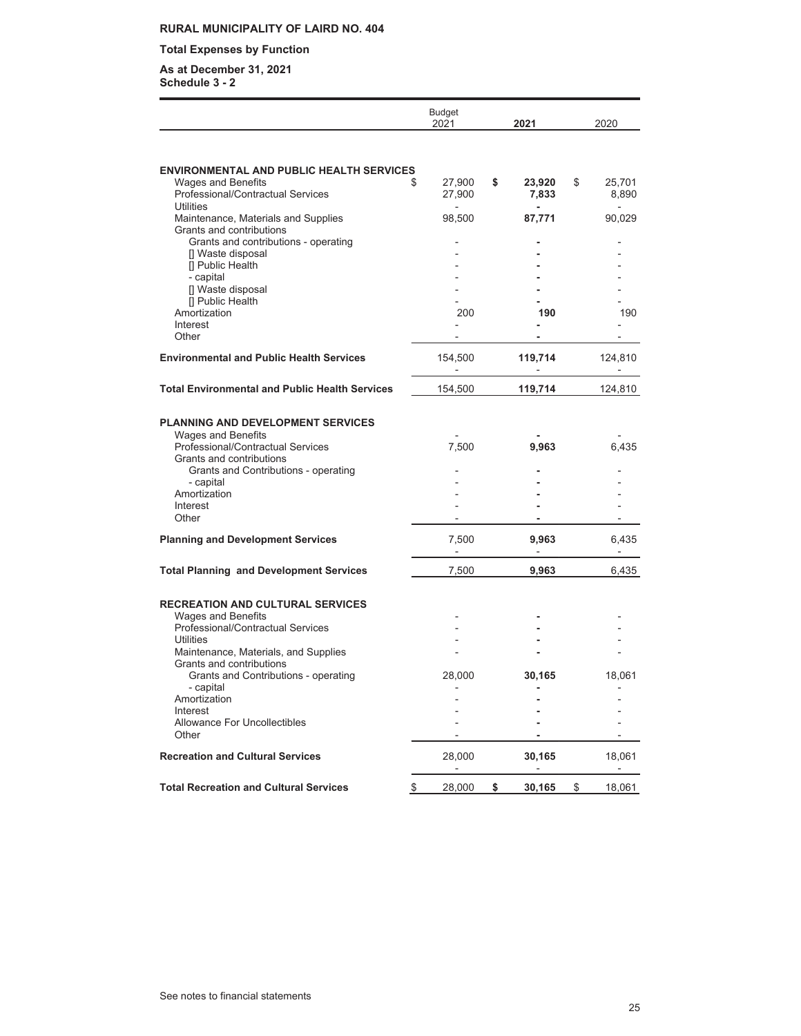**RURAL MUNICIPALITY OF LAIRD NO. 404**

**Total Expenses by Function**

**As at December 31, 2021**
**Schedule 3 - 2**

| | Budget 2021 | **2021** | 2020 |
|---|---|---|---|
| **ENVIRONMENTAL AND PUBLIC HEALTH SERVICES** | | | |
| Wages and Benefits | $ 27,900 | **$ 23,920** | $ 25,701 |
| Professional/Contractual Services | 27,900 | **7,833** | 8,890 |
| Utilities | - | **-** | - |
| Maintenance, Materials and Supplies | 98,500 | **87,771** | 90,029 |
| Grants and contributions | | | |
| Grants and contributions - operating | - | **-** | - |
| [] Waste disposal | - | **-** | - |
| [] Public Health | - | **-** | - |
| - capital | - | **-** | - |
| [] Waste disposal | - | **-** | - |
| [] Public Health | - | **-** | - |
| Amortization | 200 | **190** | 190 |
| Interest | - | **-** | - |
| Other | - | **-** | - |
| **Environmental and Public Health Services** | 154,500 | **119,714** | 124,810 |
| | - | - | - |
| **Total Environmental and Public Health Services** | 154,500 | **119,714** | 124,810 |
| **PLANNING AND DEVELOPMENT SERVICES** | | | |
| Wages and Benefits | - | **-** | - |
| Professional/Contractual Services | 7,500 | **9,963** | 6,435 |
| Grants and contributions | | | |
| Grants and Contributions - operating | - | **-** | - |
| - capital | - | **-** | - |
| Amortization | - | **-** | - |
| Interest | - | **-** | - |
| Other | - | **-** | - |
| **Planning and Development Services** | 7,500 | **9,963** | 6,435 |
| | - | - | - |
| **Total Planning and Development Services** | 7,500 | **9,963** | 6,435 |
| **RECREATION AND CULTURAL SERVICES** | | | |
| Wages and Benefits | - | **-** | - |
| Professional/Contractual Services | - | **-** | - |
| Utilities | - | **-** | - |
| Maintenance, Materials, and Supplies | - | **-** | - |
| Grants and contributions | | | |
| Grants and Contributions - operating | 28,000 | **30,165** | 18,061 |
| - capital | - | **-** | - |
| Amortization | - | **-** | - |
| Interest | - | **-** | - |
| Allowance For Uncollectibles | - | **-** | - |
| Other | - | **-** | - |
| **Recreation and Cultural Services** | 28,000 | **30,165** | 18,061 |
| | - | - | - |
| **Total Recreation and Cultural Services** | $ 28,000 | **$ 30,165** | $ 18,061 |

See notes to financial statements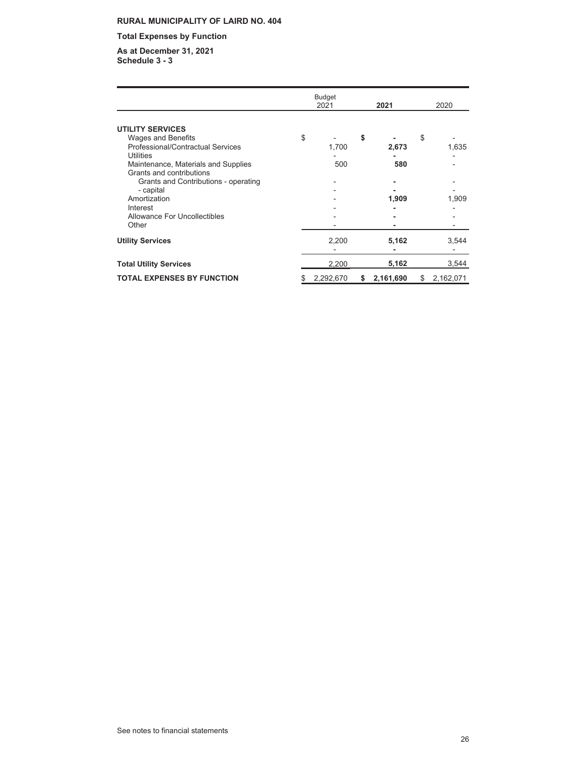**RURAL MUNICIPALITY OF LAIRD NO. 404**

**Total Expenses by Function**

**As at December 31, 2021**
**Schedule 3 - 3**

| | Budget 2021 | **2021** | 2020 |
|---|---|---|---|
| **UTILITY SERVICES** | | | |
| Wages and Benefits | $ - | **$ -** | $ - |
| Professional/Contractual Services | 1,700 | **2,673** | 1,635 |
| Utilities | - | **-** | - |
| Maintenance, Materials and Supplies | 500 | **580** | - |
| Grants and contributions | | | |
| Grants and Contributions - operating | - | **-** | - |
| - capital | - | **-** | - |
| Amortization | - | **1,909** | 1,909 |
| Interest | - | **-** | - |
| Allowance For Uncollectibles | - | **-** | - |
| Other | - | **-** | - |
| **Utility Services** | 2,200 | **5,162** | 3,544 |
| | - | **-** | - |
| **Total Utility Services** | 2,200 | **5,162** | 3,544 |
| **TOTAL EXPENSES BY FUNCTION** | $ 2,292,670 | **$ 2,161,690** | $ 2,162,071 |

See notes to financial statements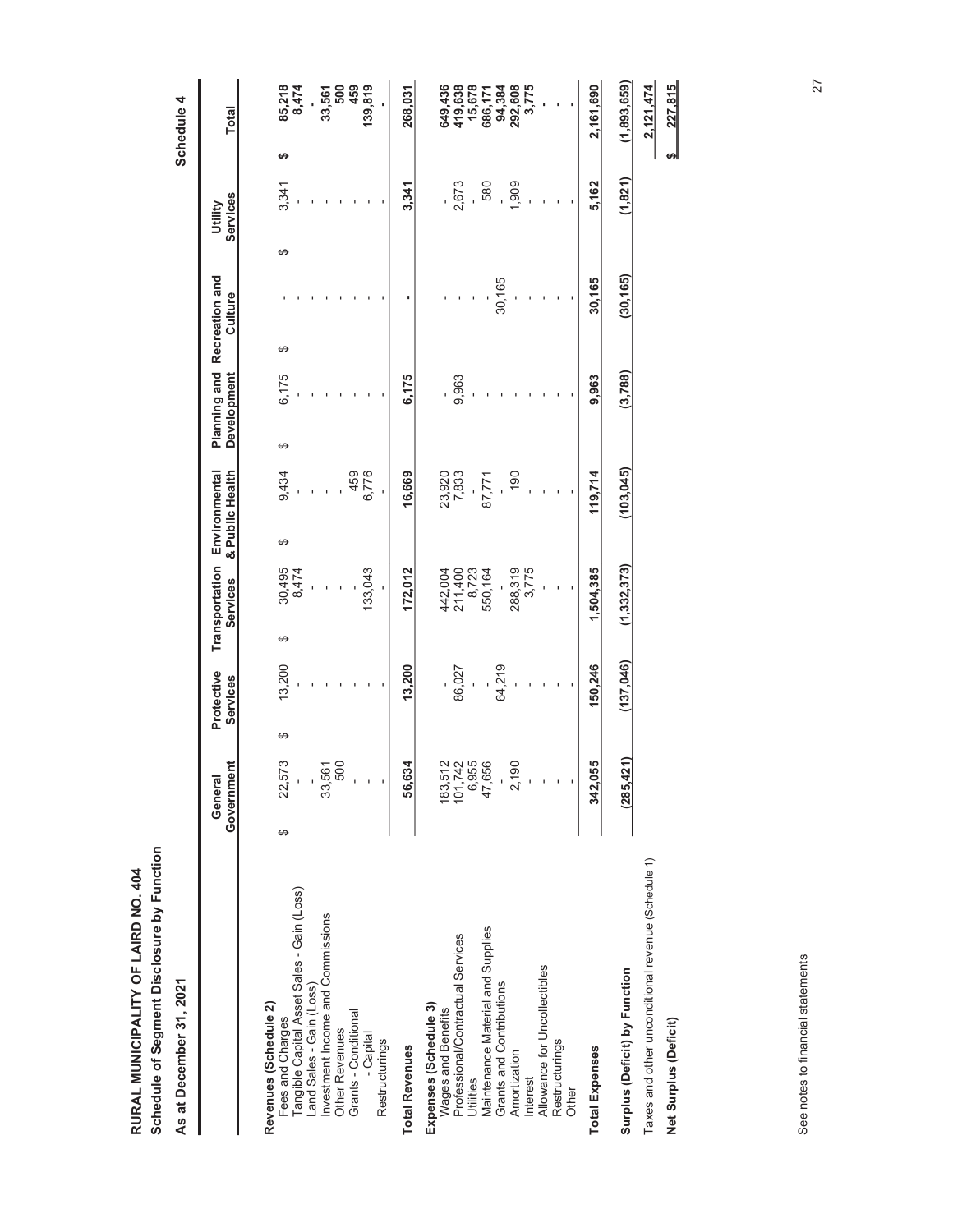**RURAL MUNICIPALITY OF LAIRD NO. 404**
**Schedule of Segment Disclosure by Function**

**As at December 31, 2021**

**Schedule 4**

| | General Government | Protective Services | Transportation Services | Environmental & Public Health | Planning and Development | Recreation and Culture | Utility Services | Total |
|---|---|---|---|---|---|---|---|---|
| **Revenues (Schedule 2)** | | | | | | | | |
| Fees and Charges | $ 22,573 | $ 13,200 | $ 30,495 | $ 9,434 | $ 6,175 | $ - | $ 3,341 | $ 85,218 |
| Tangible Capital Asset Sales - Gain (Loss) | - | - | 8,474 | - | - | - | - | 8,474 |
| Land Sales - Gain (Loss) | - | - | - | - | - | - | - | - |
| Investment Income and Commissions | 33,561 | - | - | - | - | - | - | 33,561 |
| Other Revenues | 500 | - | - | - | - | - | - | 500 |
| Grants - Conditional | - | - | - | 459 | - | - | - | 459 |
| - Capital | - | - | 133,043 | 6,776 | - | - | - | 139,819 |
| Restructurings | - | - | - | - | - | - | - | - |
| **Total Revenues** | **56,634** | **13,200** | **172,012** | **16,669** | **6,175** | **-** | **3,341** | **268,031** |
| **Expenses (Schedule 3)** | | | | | | | | |
| Wages and Benefits | 183,512 | - | 442,004 | 23,920 | - | - | - | 649,436 |
| Professional/Contractual Services | 101,742 | 86,027 | 211,400 | 7,833 | 9,963 | - | 2,673 | 419,638 |
| Utilities | 6,955 | - | 8,723 | - | - | - | - | 15,678 |
| Maintenance Material and Supplies | 47,656 | - | 550,164 | 87,771 | - | - | 580 | 686,171 |
| Grants and Contributions | - | 64,219 | - | - | - | 30,165 | - | 94,384 |
| Amortization | 2,190 | - | 288,319 | 190 | - | - | 1,909 | 292,608 |
| Interest | - | - | 3,775 | - | - | - | - | 3,775 |
| Allowance for Uncollectibles | - | - | - | - | - | - | - | - |
| Restructurings | - | - | - | - | - | - | - | - |
| Other | - | - | - | - | - | - | - | - |
| **Total Expenses** | **342,055** | **150,246** | **1,504,385** | **119,714** | **9,963** | **30,165** | **5,162** | **2,161,690** |
| **Surplus (Deficit) by Function** | **(285,421)** | **(137,046)** | **(1,332,373)** | **(103,045)** | **(3,788)** | **(30,165)** | **(1,821)** | **(1,893,659)** |
| Taxes and other unconditional revenue (Schedule 1) | | | | | | | | 2,121,474 |
| **Net Surplus (Deficit)** | | | | | | | | **$ 227,815** |

See notes to financial statements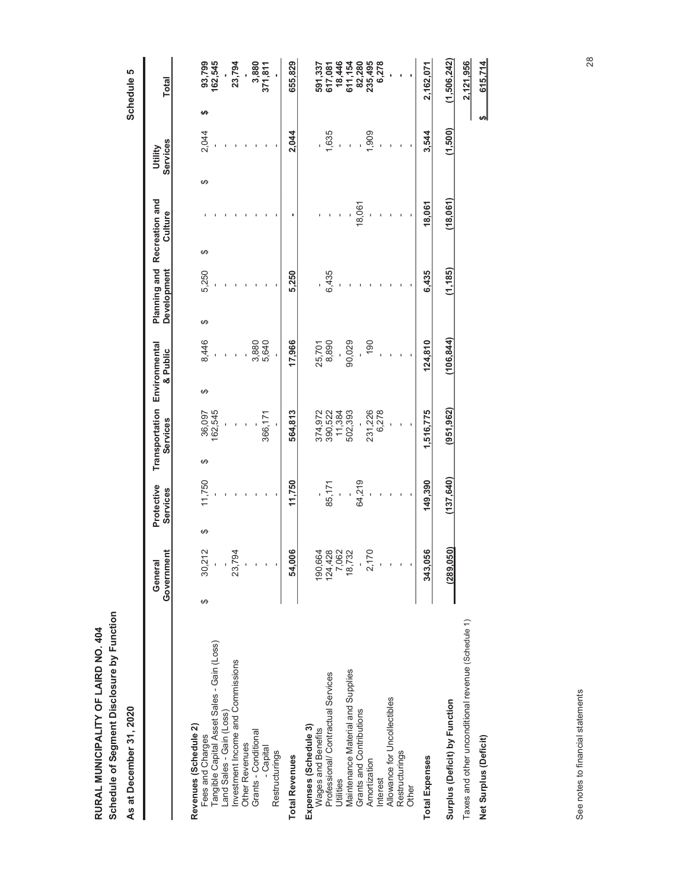**RURAL MUNICIPALITY OF LAIRD NO. 404**
**Schedule of Segment Disclosure by Function**

**As at December 31, 2020**

**Schedule 5**

| | General Government | Protective Services | Transportation Services | Environmental & Public | Planning and Development | Recreation and Culture | Utility Services | Total |
|---|---|---|---|---|---|---|---|---|
| **Revenues (Schedule 2)** | | | | | | | | |
| Fees and Charges | $ 30,212 | $ 11,750 | $ 36,097 | $ 8,446 | $ 5,250 | $ - | $ 2,044 | $ 93,799 |
| Tangible Capital Asset Sales - Gain (Loss) | - | - | 162,545 | - | - | - | - | 162,545 |
| Land Sales - Gain (Loss) | - | - | - | - | - | - | - | - |
| Investment Income and Commissions | 23,794 | - | - | - | - | - | - | 23,794 |
| Other Revenues | - | - | - | - | - | - | - | - |
| Grants - Conditional | - | - | - | 3,880 | - | - | - | 3,880 |
| - Capital | - | - | 366,171 | 5,640 | - | - | - | 371,811 |
| Restructurings | - | - | - | - | - | - | - | - |
| **Total Revenues** | **54,006** | **11,750** | **564,813** | **17,966** | **5,250** | **-** | **2,044** | **655,829** |
| **Expenses (Schedule 3)** | | | | | | | | |
| Wages and Benefits | 190,664 | - | 374,972 | 25,701 | - | - | - | 591,337 |
| Professional/ Contractual Services | 124,428 | 85,171 | 390,522 | 8,890 | 6,435 | - | 1,635 | 617,081 |
| Utilities | 7,062 | - | 11,384 | - | - | - | - | 18,446 |
| Maintenance Material and Supplies | 18,732 | - | 502,393 | 90,029 | - | - | - | 611,154 |
| Grants and Contributions | - | 64,219 | - | - | - | 18,061 | - | 82,280 |
| Amortization | 2,170 | - | 231,226 | 190 | - | - | 1,909 | 235,495 |
| Interest | - | - | 6,278 | - | - | - | - | 6,278 |
| Allowance for Uncollectibles | - | - | - | - | - | - | - | - |
| Restructurings | - | - | - | - | - | - | - | - |
| Other | - | - | - | - | - | - | - | - |
| **Total Expenses** | **343,056** | **149,390** | **1,516,775** | **124,810** | **6,435** | **18,061** | **3,544** | **2,162,071** |
| **Surplus (Deficit) by Function** | **(289,050)** | **(137,640)** | **(951,962)** | **(106,844)** | **(1,185)** | **(18,061)** | **(1,500)** | **(1,506,242)** |
| Taxes and other unconditional revenue (Schedule 1) | | | | | | | | **2,121,956** |
| **Net Surplus (Deficit)** | | | | | | | | **$ 615,714** |

See notes to financial statements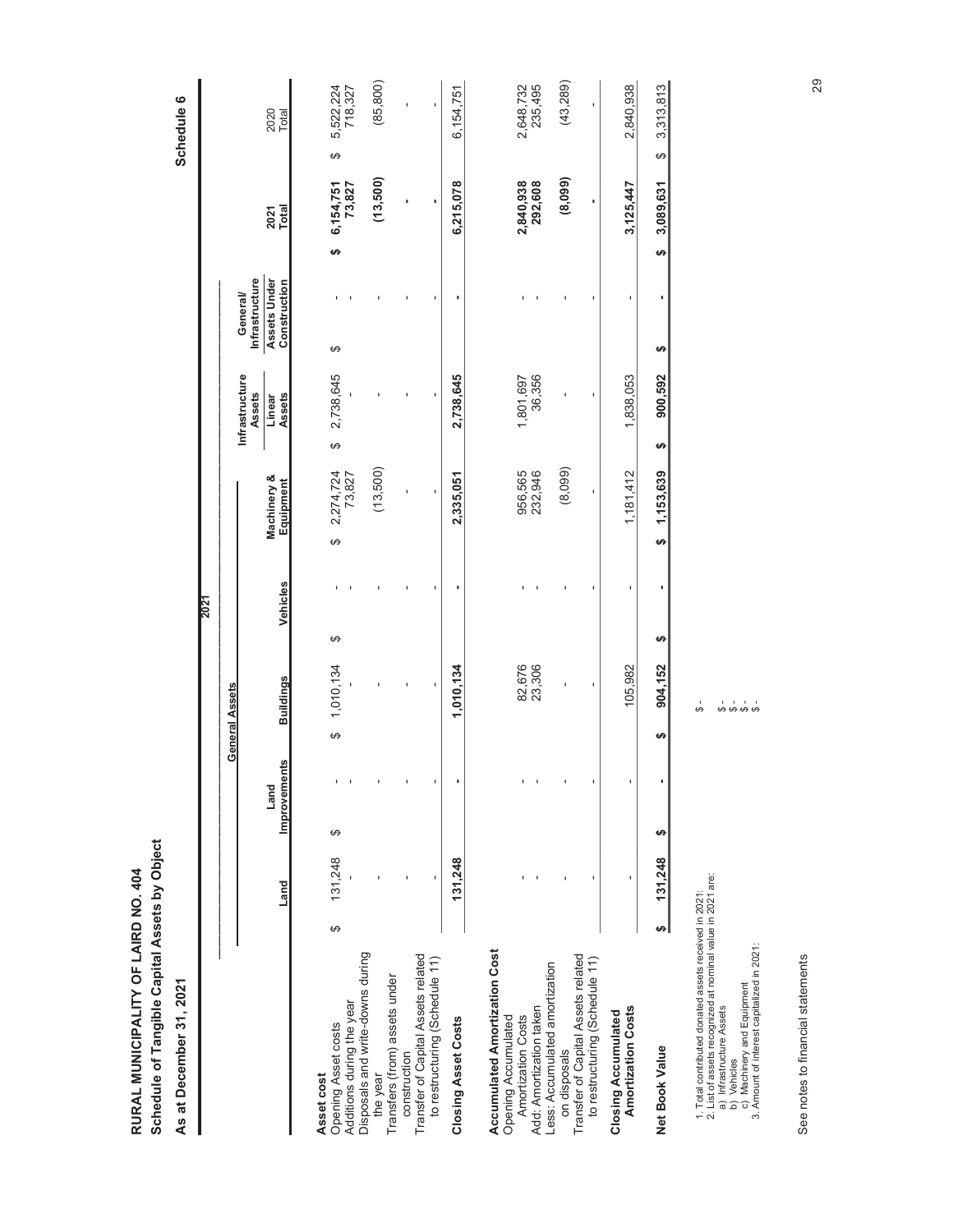# RURAL MUNICIPALITY OF LAIRD NO. 404

## Schedule of Tangible Capital Assets by Object

**As at December 31, 2021**

**Schedule 6**

| | General Assets | | | | | Infrastructure Assets | General/ Infrastructure | | |
|---|---|---|---|---|---|---|---|---|---|
| | | | | **2021** | | | | | |
| | Land | Land Improvements | Buildings | Vehicles | Machinery & Equipment | Linear Assets | Assets Under Construction | 2021 Total | 2020 Total |
| **Asset cost** | | | | | | | | | |
| Opening Asset costs | $ 131,248 | $ - | $ 1,010,134 | $ - | $ 2,274,724 | $ 2,738,645 | $ - | **$ 6,154,751** | $ 5,522,224 |
| Additions during the year | - | - | - | - | 73,827 | - | - | **73,827** | 718,327 |
| Disposals and write-downs during the year | - | - | - | - | (13,500) | - | - | **(13,500)** | (85,800) |
| Transfers (from) assets under construction | - | - | - | - | - | - | - | **-** | - |
| Transfer of Capital Assets related to restructuring (Schedule 11) | - | - | - | - | - | - | - | **-** | - |
| **Closing Asset Costs** | **131,248** | **-** | **1,010,134** | **-** | **2,335,051** | **2,738,645** | **-** | **6,215,078** | 6,154,751 |
| **Accumulated Amortization Cost** | | | | | | | | | |
| Opening Accumulated Amortization Costs | - | - | 82,676 | - | 956,565 | 1,801,697 | - | **2,840,938** | 2,648,732 |
| Add: Amortization taken | - | - | 23,306 | - | 232,946 | 36,356 | - | **292,608** | 235,495 |
| Less: Accumulated amortization on disposals | - | - | - | - | (8,099) | - | - | **(8,099)** | (43,289) |
| Transfer of Capital Assets related to restructuring (Schedule 11) | - | - | - | - | - | - | - | **-** | - |
| **Closing Accumulated Amortization Costs** | - | - | 105,982 | - | 1,181,412 | 1,838,053 | - | **3,125,447** | 2,840,938 |
| **Net Book Value** | **$ 131,248** | **$ -** | **$ 904,152** | **$ -** | **$ 1,153,639** | **$ 900,592** | **$ -** | **$ 3,089,631** | $ 3,313,813 |

1. Total contributed donated assets received in 2021: $ -
2. List of assets recognized at nominal value in 2021 are:
   a) Infrastructure Assets $ -
   b) Vehicles $ -
   c) Machinery and Equipment $ -
3. Amount of interest capitalized in 2021: $ -

See notes to financial statements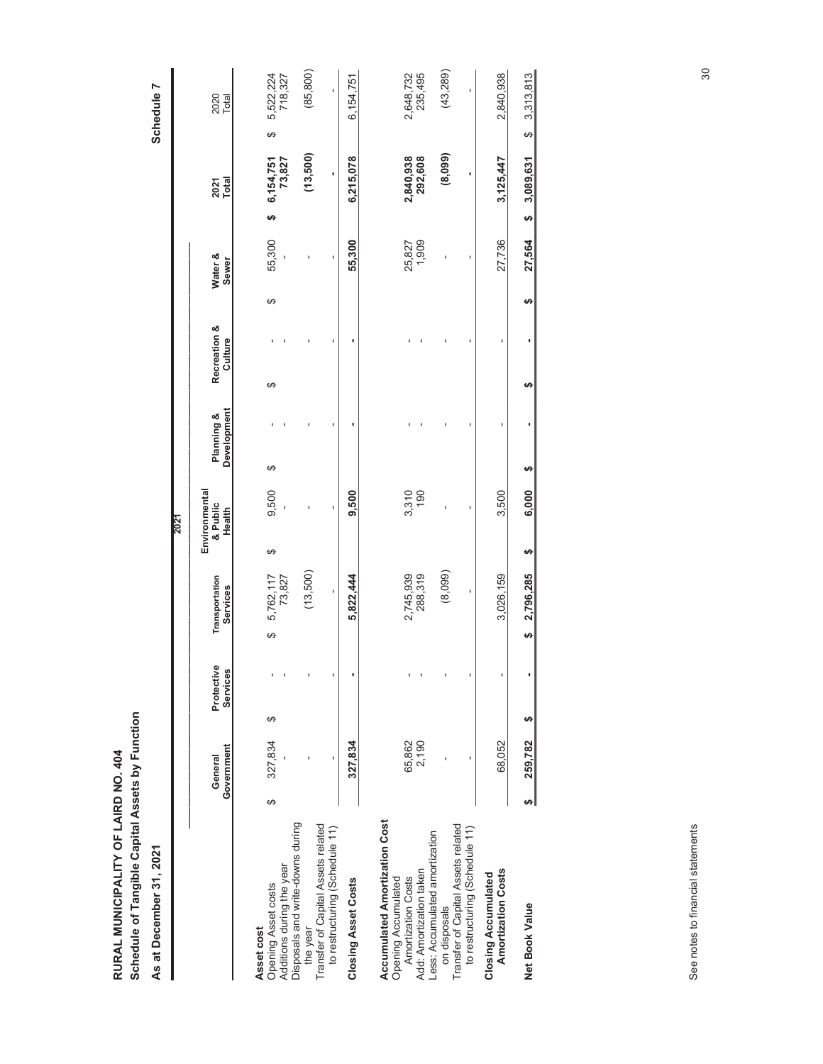**RURAL MUNICIPALITY OF LAIRD NO. 404**
**Schedule of Tangible Capital Assets by Function**

**As at December 31, 2021**

**Schedule 7**

| | 2021 | | | | | | | | 2020 |
|---|---|---|---|---|---|---|---|---|---|
| | **General Government** | **Protective Services** | **Transportation Services** | **Environmental & Public Health** | **Planning & Development** | **Recreation & Culture** | **Water & Sewer** | **2021 Total** | **2020 Total** |
| **Asset cost** | | | | | | | | | |
| Opening Asset costs | $ 327,834 | $ - | $ 5,762,117 | $ 9,500 | $ - | $ - | $ 55,300 | **$ 6,154,751** | $ 5,522,224 |
| Additions during the year | - | - | 73,827 | - | - | - | - | **73,827** | 718,327 |
| Disposals and write-downs during the year | - | - | (13,500) | - | - | - | - | **(13,500)** | (85,800) |
| Transfer of Capital Assets related to restructuring (Schedule 11) | - | - | - | - | - | - | - | **-** | - |
| **Closing Asset Costs** | **327,834** | **-** | **5,822,444** | **9,500** | **-** | **-** | **55,300** | **6,215,078** | 6,154,751 |
| **Accumulated Amortization Cost** | | | | | | | | | |
| Opening Accumulated Amortization Costs | 65,862 | - | 2,745,939 | 3,310 | - | - | 25,827 | **2,840,938** | 2,648,732 |
| Add: Amortization taken | 2,190 | - | 288,319 | 190 | - | - | 1,909 | **292,608** | 235,495 |
| Less: Accumulated amortization on disposals | - | - | (8,099) | - | - | - | - | **(8,099)** | (43,289) |
| Transfer of Capital Assets related to restructuring (Schedule 11) | - | - | - | - | - | - | - | **-** | - |
| **Closing Accumulated Amortization Costs** | 68,052 | - | 3,026,159 | 3,500 | - | - | 27,736 | **3,125,447** | 2,840,938 |
| **Net Book Value** | **$ 259,782** | **$ -** | **$ 2,796,285** | **$ 6,000** | **$ -** | **$ -** | **$ 27,564** | **$ 3,089,631** | $ 3,313,813 |

See notes to financial statements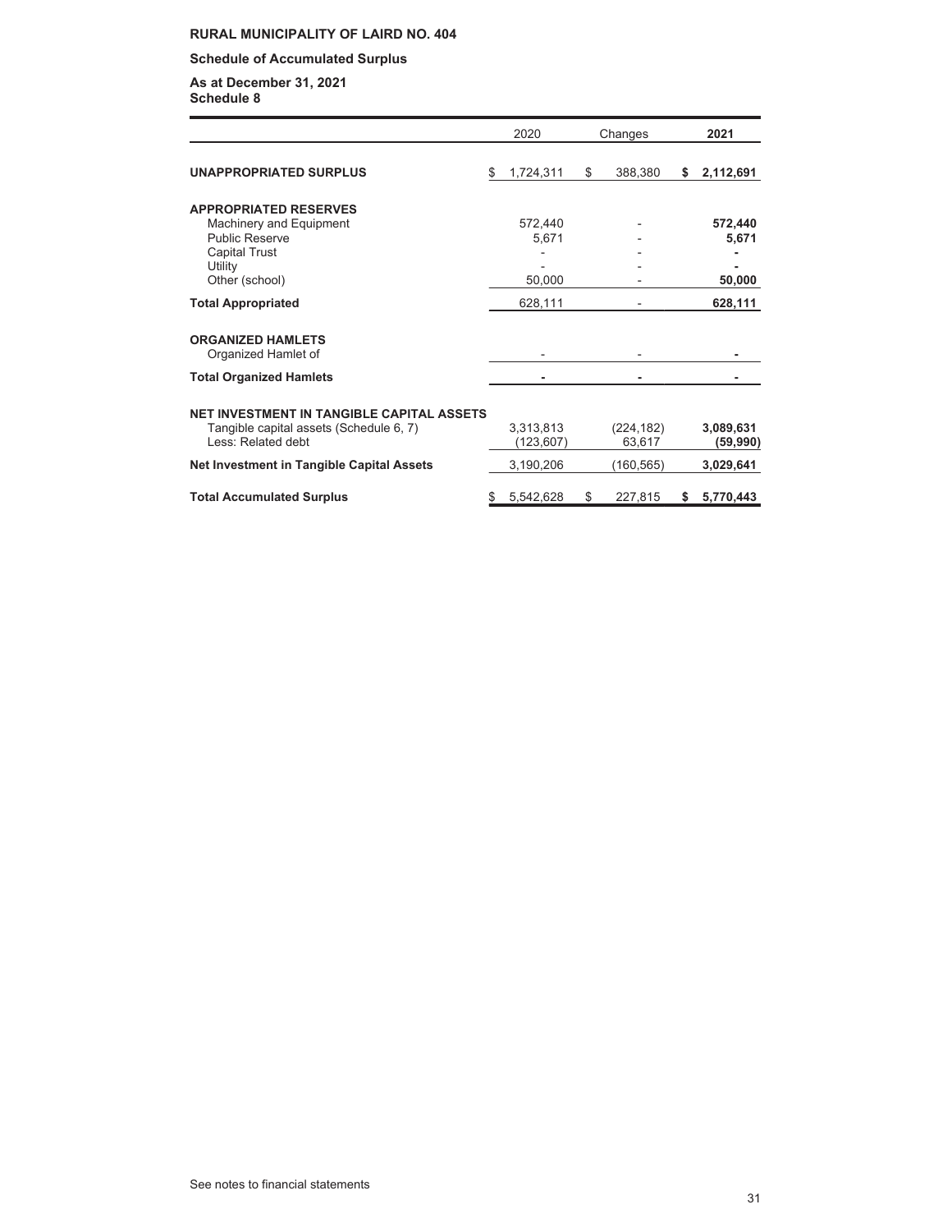**RURAL MUNICIPALITY OF LAIRD NO. 404**

**Schedule of Accumulated Surplus**

**As at December 31, 2021**
**Schedule 8**

| | 2020 | Changes | 2021 |
|---|---|---|---|
| **UNAPPROPRIATED SURPLUS** | $ 1,724,311 | $ 388,380 | **$ 2,112,691** |
| **APPROPRIATED RESERVES** | | | |
| Machinery and Equipment | 572,440 | - | **572,440** |
| Public Reserve | 5,671 | - | **5,671** |
| Capital Trust | - | - | **-** |
| Utility | - | - | **-** |
| Other (school) | 50,000 | - | **50,000** |
| **Total Appropriated** | 628,111 | - | **628,111** |
| **ORGANIZED HAMLETS** | | | |
| Organized Hamlet of | - | - | **-** |
| **Total Organized Hamlets** | **-** | **-** | **-** |
| **NET INVESTMENT IN TANGIBLE CAPITAL ASSETS** | | | |
| Tangible capital assets (Schedule 6, 7) | 3,313,813 | (224,182) | **3,089,631** |
| Less: Related debt | (123,607) | 63,617 | **(59,990)** |
| **Net Investment in Tangible Capital Assets** | 3,190,206 | (160,565) | **3,029,641** |
| **Total Accumulated Surplus** | $ 5,542,628 | $ 227,815 | **$ 5,770,443** |

See notes to financial statements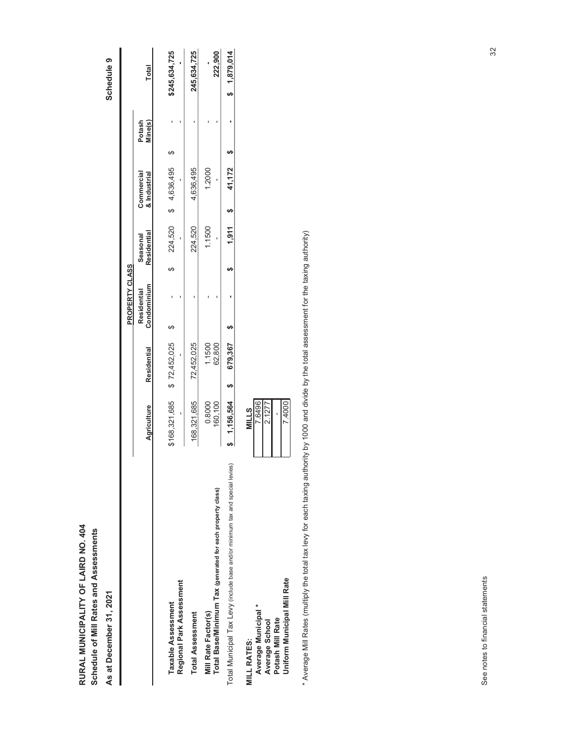# RURAL MUNICIPALITY OF LAIRD NO. 404

## Schedule of Mill Rates and Assessments

**As at December 31, 2021**

**Schedule 9**

| | PROPERTY CLASS | | | | | | |
|---|---|---|---|---|---|---|---|
| | Agriculture | Residential | Residential Condominium | Seasonal Residential | Commercial & Industrial | Potash Mine(s) | Total |
| **Taxable Assessment** | $168,321,685 | $ 72,452,025 | $ - | $ 224,520 | $ 4,636,495 | $ - | $245,634,725 |
| **Regional Park Assessment** | - | - | - | - | - | - | - |
| **Total Assessment** | 168,321,685 | 72,452,025 | - | 224,520 | 4,636,495 | - | 245,634,725 |
| **Mill Rate Factor(s)** | 0.8000 | 1.1500 | - | 1.1500 | 1.2000 | - | - |
| **Total Base/Minimum Tax** (generated for each property class) | 160,100 | 62,800 | - | - | - | - | 222,900 |
| Total Municipal Tax Levy (include base and/or minimum tax and special levies) | $ 1,156,564 | $ 679,367 | $ - | $ 1,911 | $ 41,172 | $ - | $ 1,879,014 |

| **MILL RATES:** | **MILLS** |
|---|---|
| **Average Municipal \*** | 7.6496 |
| **Average School** | 2.1277 |
| **Potash Mill Rate** | - |
| **Uniform Municipal Mill Rate** | 7.4000 |

\* Average Mill Rates (multiply the total tax levy for each taxing authority by 1000 and divide by the total assessment for the taxing authority)

See notes to financial statements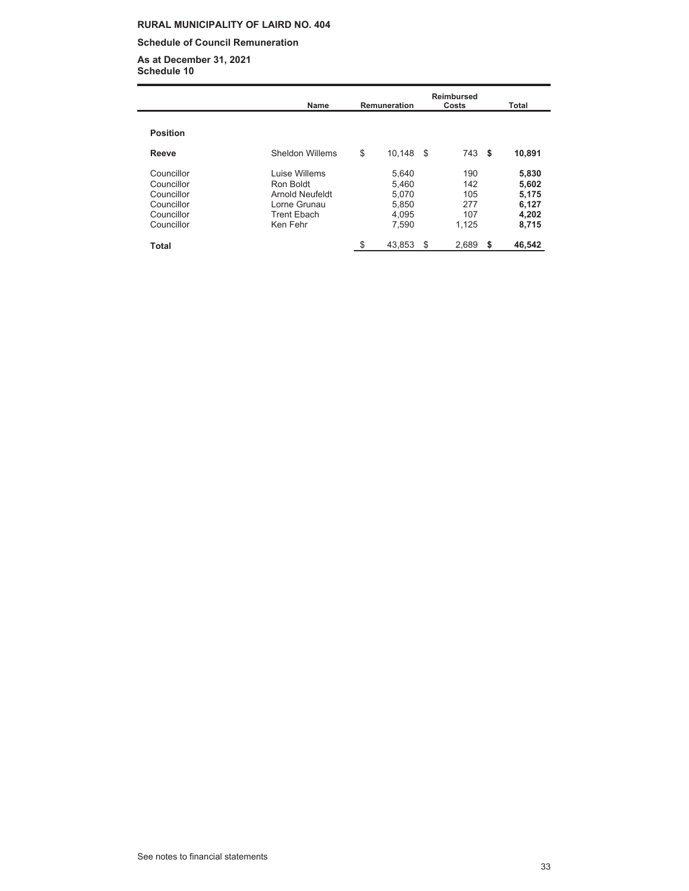**RURAL MUNICIPALITY OF LAIRD NO. 404**

**Schedule of Council Remuneration**

**As at December 31, 2021**
**Schedule 10**

| | Name | Remuneration | Reimbursed Costs | Total |
|---|---|---|---|---|
| **Position** | | | | |
| **Reeve** | Sheldon Willems | $ 10,148 | $ 743 | **$ 10,891** |
| Councillor | Luise Willems | 5,640 | 190 | **5,830** |
| Councillor | Ron Boldt | 5,460 | 142 | **5,602** |
| Councillor | Arnold Neufeldt | 5,070 | 105 | **5,175** |
| Councillor | Lorne Grunau | 5,850 | 277 | **6,127** |
| Councillor | Trent Ebach | 4,095 | 107 | **4,202** |
| Councillor | Ken Fehr | 7,590 | 1,125 | **8,715** |
| **Total** | | $ 43,853 | $ 2,689 | **$ 46,542** |

See notes to financial statements